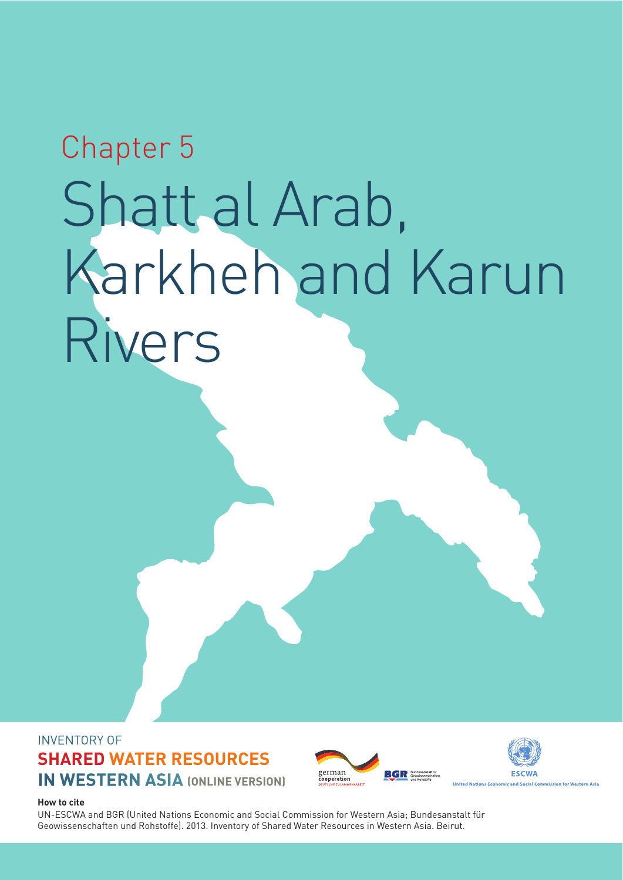Chapter 5

# Shatt al Arab, Karkheh and Karun Rivers

INVENTORY OF
**SHARED WATER RESOURCES IN WESTERN ASIA (ONLINE VERSION)**

**How to cite**

UN-ESCWA and BGR (United Nations Economic and Social Commission for Western Asia; Bundesanstalt für Geowissenschaften und Rohstoffe). 2013. Inventory of Shared Water Resources in Western Asia. Beirut.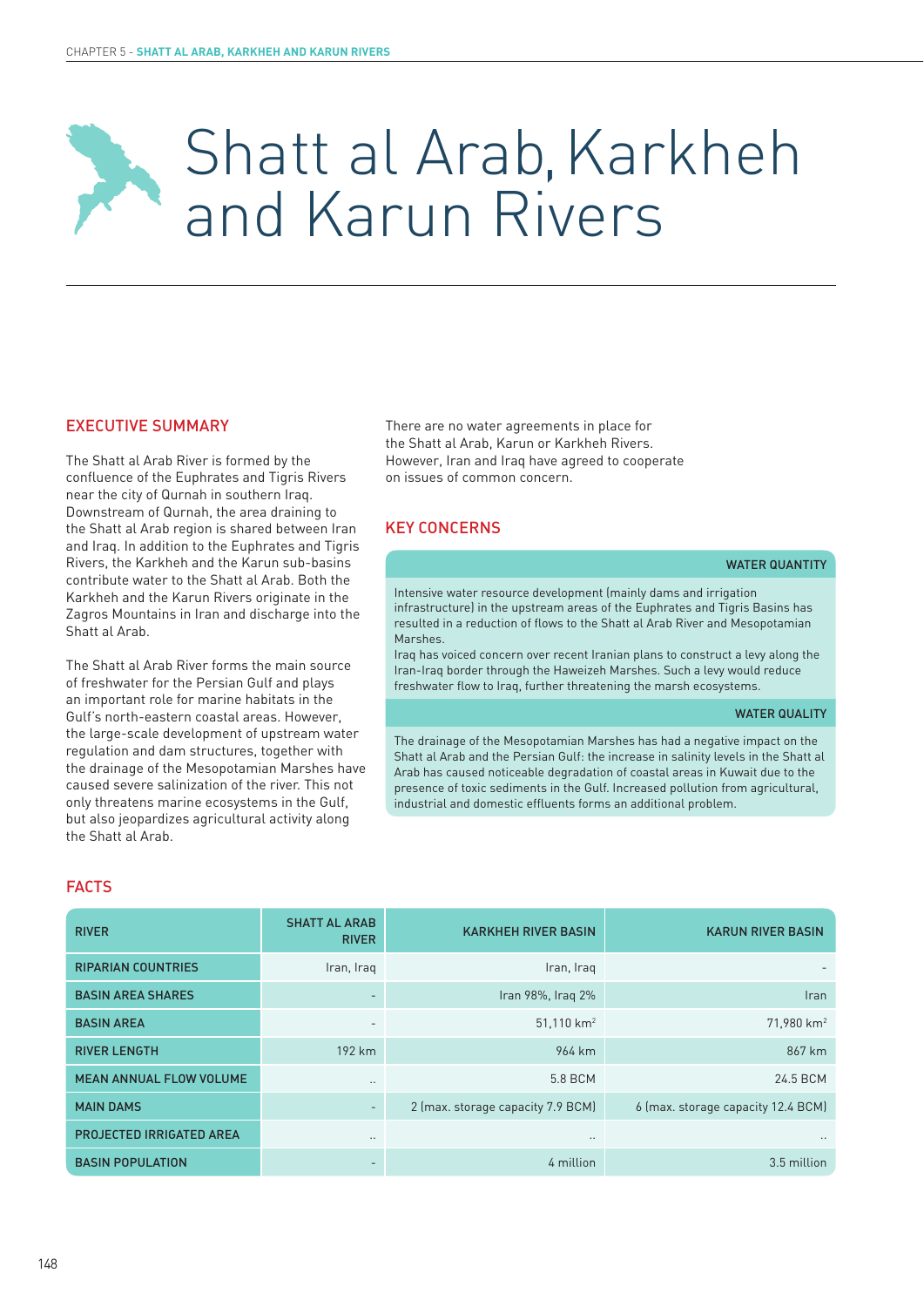# Shatt al Arab, Karkheh and Karun Rivers

## EXECUTIVE SUMMARY

The Shatt al Arab River is formed by the confluence of the Euphrates and Tigris Rivers near the city of Qurnah in southern Iraq. Downstream of Qurnah, the area draining to the Shatt al Arab region is shared between Iran and Iraq. In addition to the Euphrates and Tigris Rivers, the Karkheh and the Karun sub-basins contribute water to the Shatt al Arab. Both the Karkheh and the Karun Rivers originate in the Zagros Mountains in Iran and discharge into the Shatt al Arab.

The Shatt al Arab River forms the main source of freshwater for the Persian Gulf and plays an important role for marine habitats in the Gulf's north-eastern coastal areas. However, the large-scale development of upstream water regulation and dam structures, together with the drainage of the Mesopotamian Marshes have caused severe salinization of the river. This not only threatens marine ecosystems in the Gulf, but also jeopardizes agricultural activity along the Shatt al Arab.

There are no water agreements in place for the Shatt al Arab, Karun or Karkheh Rivers. However, Iran and Iraq have agreed to cooperate on issues of common concern.

## KEY CONCERNS

### WATER QUANTITY

Intensive water resource development (mainly dams and irrigation infrastructure) in the upstream areas of the Euphrates and Tigris Basins has resulted in a reduction of flows to the Shatt al Arab River and Mesopotamian Marshes.

Iraq has voiced concern over recent Iranian plans to construct a levy along the Iran-Iraq border through the Haweizeh Marshes. Such a levy would reduce freshwater flow to Iraq, further threatening the marsh ecosystems.

### WATER QUALITY

The drainage of the Mesopotamian Marshes has had a negative impact on the Shatt al Arab and the Persian Gulf: the increase in salinity levels in the Shatt al Arab has caused noticeable degradation of coastal areas in Kuwait due to the presence of toxic sediments in the Gulf. Increased pollution from agricultural, industrial and domestic effluents forms an additional problem.

## FACTS

| RIVER | SHATT AL ARAB RIVER | KARKHEH RIVER BASIN | KARUN RIVER BASIN |
|---|---|---|---|
| RIPARIAN COUNTRIES | Iran, Iraq | Iran, Iraq | - |
| BASIN AREA SHARES | - | Iran 98%, Iraq 2% | Iran |
| BASIN AREA | - | 51,110 km² | 71,980 km² |
| RIVER LENGTH | 192 km | 964 km | 867 km |
| MEAN ANNUAL FLOW VOLUME | .. | 5.8 BCM | 24.5 BCM |
| MAIN DAMS | - | 2 (max. storage capacity 7.9 BCM) | 6 (max. storage capacity 12.4 BCM) |
| PROJECTED IRRIGATED AREA | .. | .. | .. |
| BASIN POPULATION | - | 4 million | 3.5 million |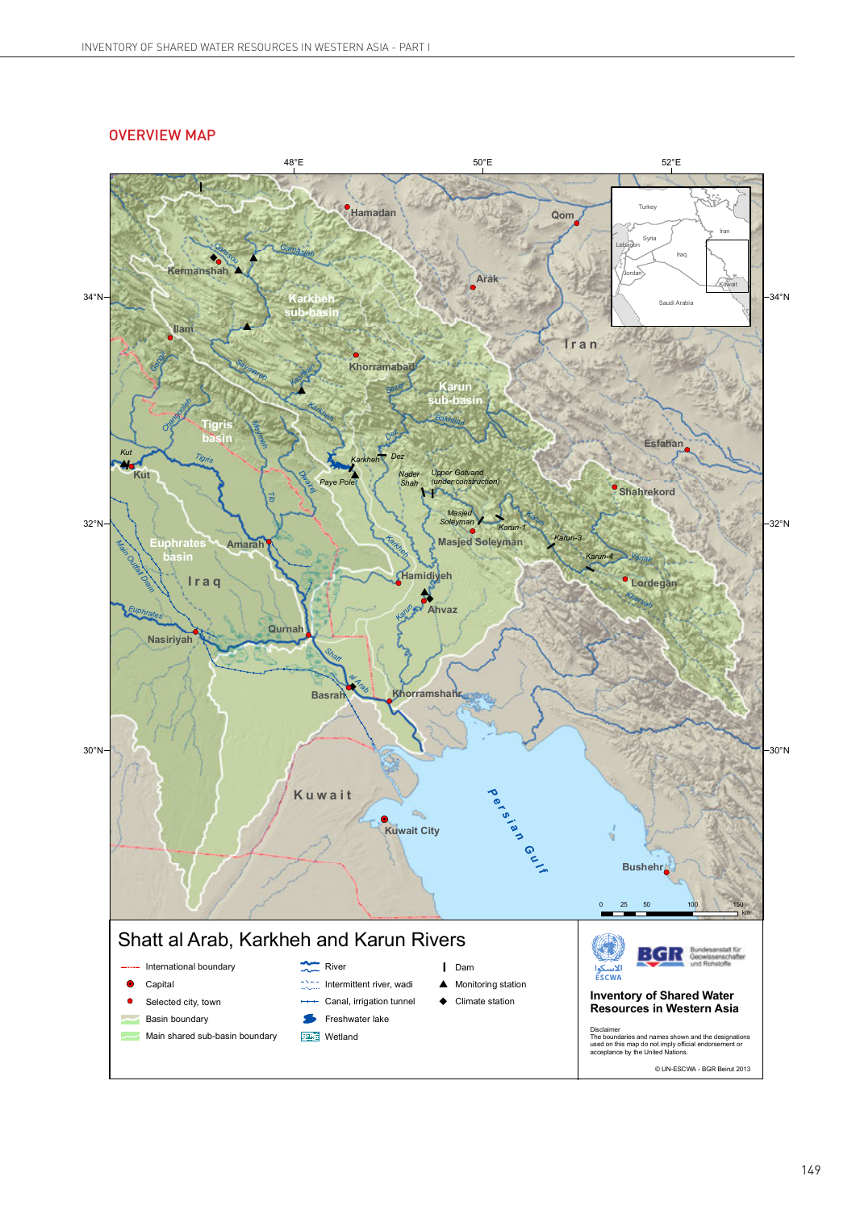## OVERVIEW MAP

Shatt al Arab, Karkheh and Karun Rivers

- International boundary
- Capital
- Selected city, town
- Basin boundary
- Main shared sub-basin boundary
- River
- Intermittent river, wadi
- Canal, irrigation tunnel
- Freshwater lake
- Wetland
- Dam
- Monitoring station
- Climate station

Inventory of Shared Water Resources in Western Asia

Disclaimer
The boundaries and names shown and the designations used on this map do not imply official endorsement or acceptance by the United Nations.

© UN-ESCWA - BGR Beirut 2013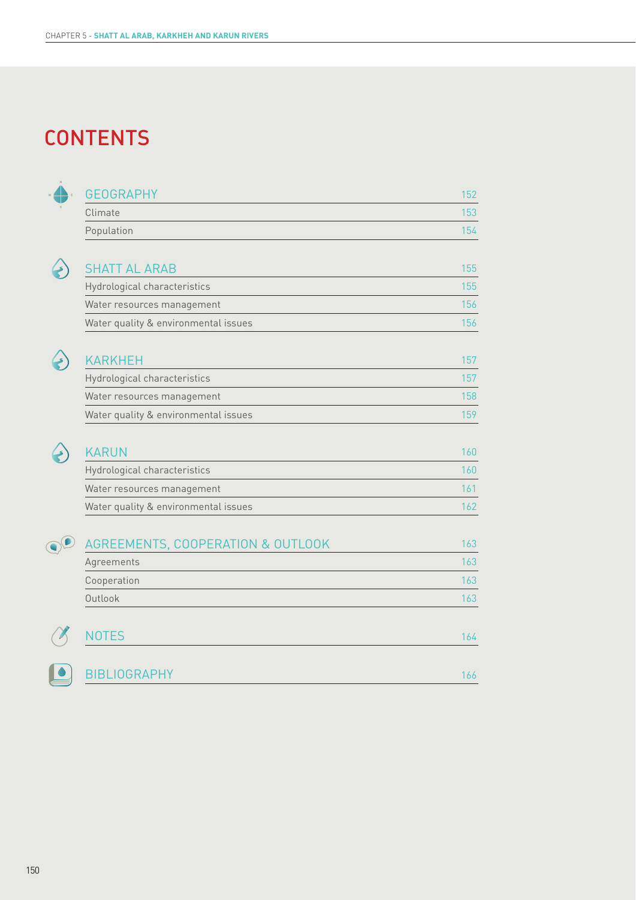# CONTENTS

| | |
|---|---|
| GEOGRAPHY | 152 |
| Climate | 153 |
| Population | 154 |
| SHATT AL ARAB | 155 |
| Hydrological characteristics | 155 |
| Water resources management | 156 |
| Water quality & environmental issues | 156 |
| KARKHEH | 157 |
| Hydrological characteristics | 157 |
| Water resources management | 158 |
| Water quality & environmental issues | 159 |
| KARUN | 160 |
| Hydrological characteristics | 160 |
| Water resources management | 161 |
| Water quality & environmental issues | 162 |
| AGREEMENTS, COOPERATION & OUTLOOK | 163 |
| Agreements | 163 |
| Cooperation | 163 |
| Outlook | 163 |
| NOTES | 164 |
| BIBLIOGRAPHY | 166 |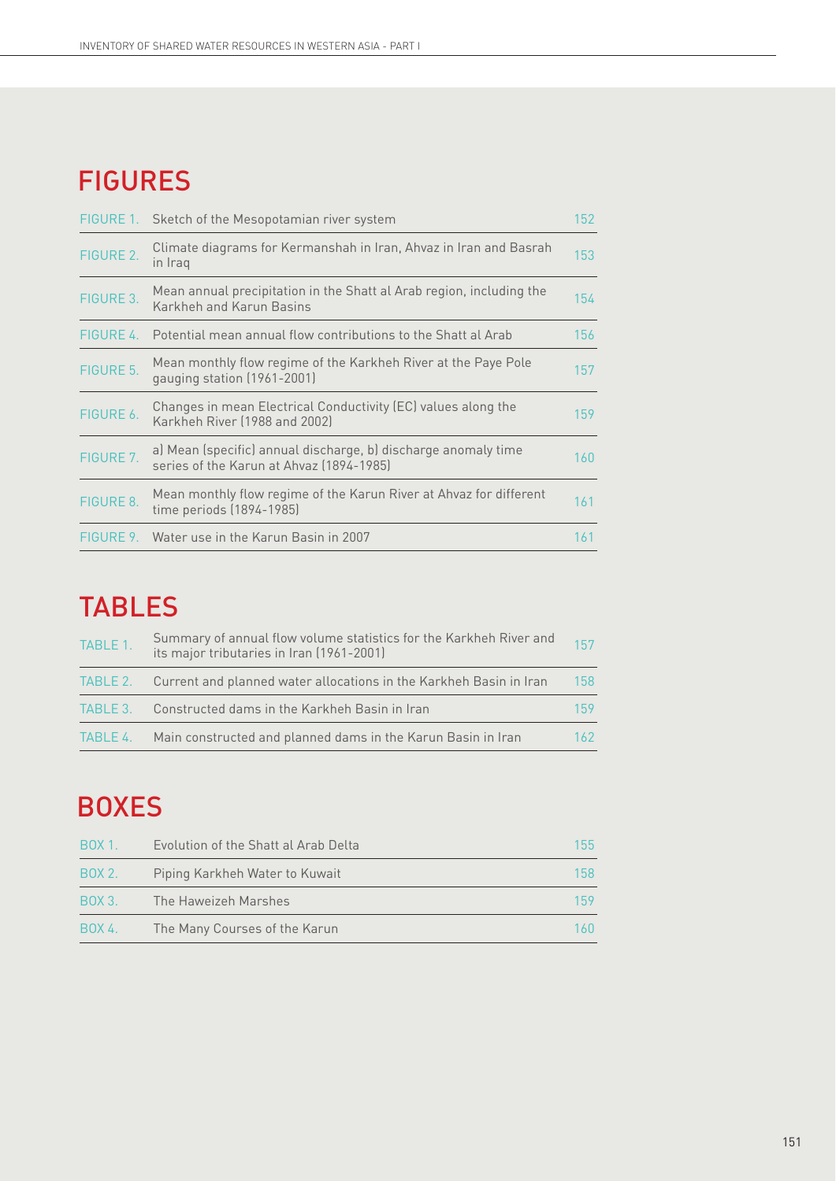## FIGURES

| | | |
|---|---|---|
| FIGURE 1. | Sketch of the Mesopotamian river system | 152 |
| FIGURE 2. | Climate diagrams for Kermanshah in Iran, Ahvaz in Iran and Basrah in Iraq | 153 |
| FIGURE 3. | Mean annual precipitation in the Shatt al Arab region, including the Karkheh and Karun Basins | 154 |
| FIGURE 4. | Potential mean annual flow contributions to the Shatt al Arab | 156 |
| FIGURE 5. | Mean monthly flow regime of the Karkheh River at the Paye Pole gauging station (1961-2001) | 157 |
| FIGURE 6. | Changes in mean Electrical Conductivity (EC) values along the Karkheh River (1988 and 2002) | 159 |
| FIGURE 7. | a) Mean (specific) annual discharge, b) discharge anomaly time series of the Karun at Ahvaz (1894-1985) | 160 |
| FIGURE 8. | Mean monthly flow regime of the Karun River at Ahvaz for different time periods (1894-1985) | 161 |
| FIGURE 9. | Water use in the Karun Basin in 2007 | 161 |

## TABLES

| | | |
|---|---|---|
| TABLE 1. | Summary of annual flow volume statistics for the Karkheh River and its major tributaries in Iran (1961-2001) | 157 |
| TABLE 2. | Current and planned water allocations in the Karkheh Basin in Iran | 158 |
| TABLE 3. | Constructed dams in the Karkheh Basin in Iran | 159 |
| TABLE 4. | Main constructed and planned dams in the Karun Basin in Iran | 162 |

## BOXES

| | | |
|---|---|---|
| BOX 1. | Evolution of the Shatt al Arab Delta | 155 |
| BOX 2. | Piping Karkheh Water to Kuwait | 158 |
| BOX 3. | The Haweizeh Marshes | 159 |
| BOX 4. | The Many Courses of the Karun | 160 |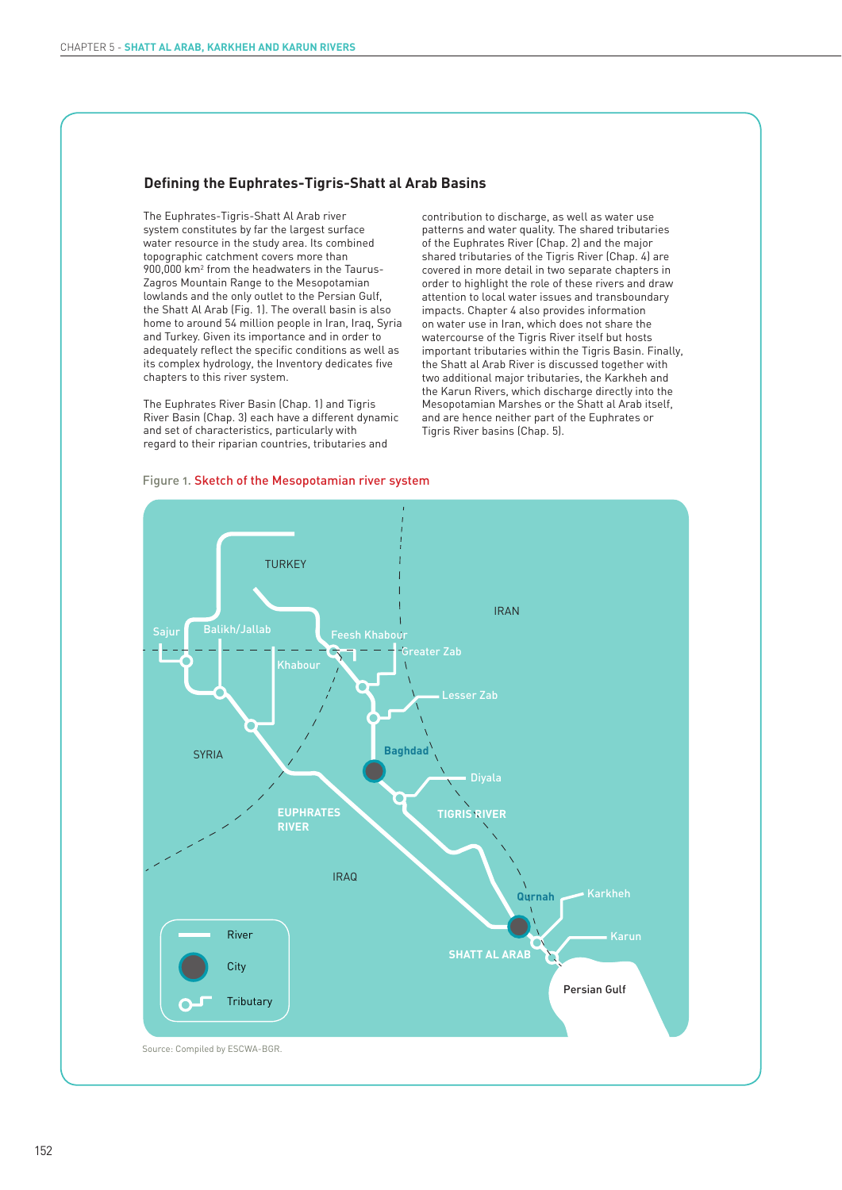## Defining the Euphrates-Tigris-Shatt al Arab Basins

The Euphrates-Tigris-Shatt Al Arab river system constitutes by far the largest surface water resource in the study area. Its combined topographic catchment covers more than 900,000 km² from the headwaters in the Taurus-Zagros Mountain Range to the Mesopotamian lowlands and the only outlet to the Persian Gulf, the Shatt Al Arab (Fig. 1). The overall basin is also home to around 54 million people in Iran, Iraq, Syria and Turkey. Given its importance and in order to adequately reflect the specific conditions as well as its complex hydrology, the Inventory dedicates five chapters to this river system.

The Euphrates River Basin (Chap. 1) and Tigris River Basin (Chap. 3) each have a different dynamic and set of characteristics, particularly with regard to their riparian countries, tributaries and contribution to discharge, as well as water use patterns and water quality. The shared tributaries of the Euphrates River (Chap. 2) and the major shared tributaries of the Tigris River (Chap. 4) are covered in more detail in two separate chapters in order to highlight the role of these rivers and draw attention to local water issues and transboundary impacts. Chapter 4 also provides information on water use in Iran, which does not share the watercourse of the Tigris River itself but hosts important tributaries within the Tigris Basin. Finally, the Shatt al Arab River is discussed together with two additional major tributaries, the Karkheh and the Karun Rivers, which discharge directly into the Mesopotamian Marshes or the Shatt al Arab itself, and are hence neither part of the Euphrates or Tigris River basins (Chap. 5).

Figure 1. Sketch of the Mesopotamian river system

Source: Compiled by ESCWA-BGR.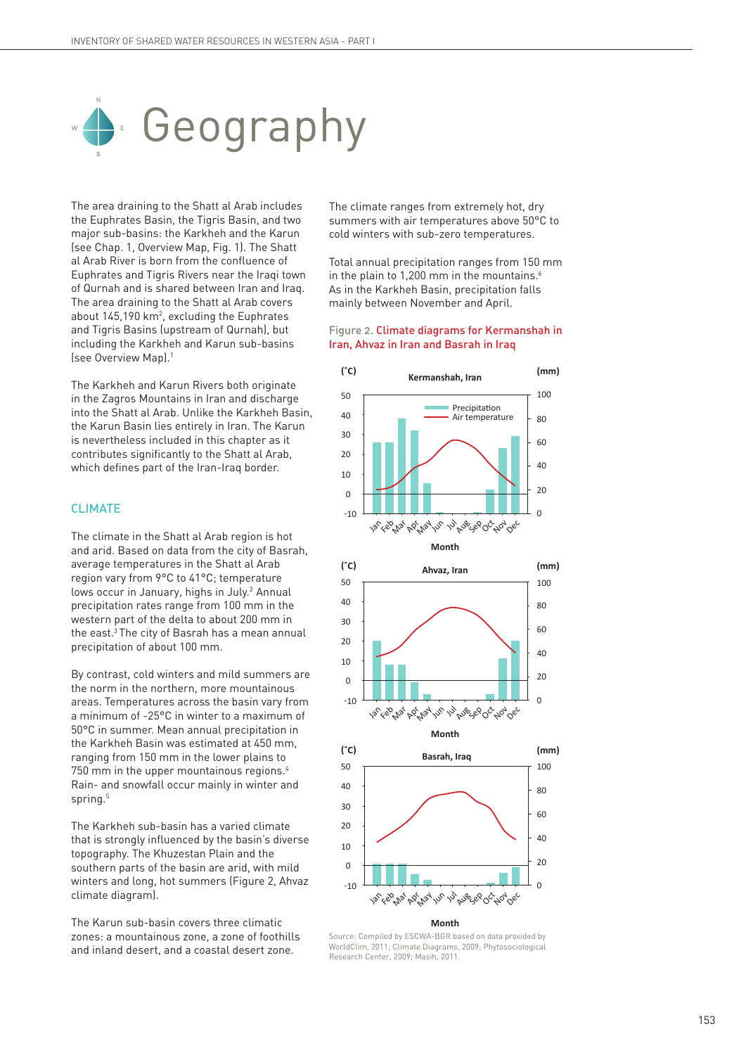# Geography

The area draining to the Shatt al Arab includes the Euphrates Basin, the Tigris Basin, and two major sub-basins: the Karkheh and the Karun (see Chap. 1, Overview Map, Fig. 1). The Shatt al Arab River is born from the confluence of Euphrates and Tigris Rivers near the Iraqi town of Qurnah and is shared between Iran and Iraq. The area draining to the Shatt al Arab covers about 145,190 km$^2$, excluding the Euphrates and Tigris Basins (upstream of Qurnah), but including the Karkheh and Karun sub-basins (see Overview Map).[1]

The Karkheh and Karun Rivers both originate in the Zagros Mountains in Iran and discharge into the Shatt al Arab. Unlike the Karkheh Basin, the Karun Basin lies entirely in Iran. The Karun is nevertheless included in this chapter as it contributes significantly to the Shatt al Arab, which defines part of the Iran-Iraq border.

## CLIMATE

The climate in the Shatt al Arab region is hot and arid. Based on data from the city of Basrah, average temperatures in the Shatt al Arab region vary from 9°C to 41°C; temperature lows occur in January, highs in July.[2] Annual precipitation rates range from 100 mm in the western part of the delta to about 200 mm in the east.[3] The city of Basrah has a mean annual precipitation of about 100 mm.

By contrast, cold winters and mild summers are the norm in the northern, more mountainous areas. Temperatures across the basin vary from a minimum of -25°C in winter to a maximum of 50°C in summer. Mean annual precipitation in the Karkheh Basin was estimated at 450 mm, ranging from 150 mm in the lower plains to 750 mm in the upper mountainous regions.[4] Rain- and snowfall occur mainly in winter and spring.[5]

The Karkheh sub-basin has a varied climate that is strongly influenced by the basin's diverse topography. The Khuzestan Plain and the southern parts of the basin are arid, with mild winters and long, hot summers (Figure 2, Ahvaz climate diagram).

The Karun sub-basin covers three climatic zones: a mountainous zone, a zone of foothills and inland desert, and a coastal desert zone.

The climate ranges from extremely hot, dry summers with air temperatures above 50°C to cold winters with sub-zero temperatures.

Total annual precipitation ranges from 150 mm in the plain to 1,200 mm in the mountains.[6] As in the Karkheh Basin, precipitation falls mainly between November and April.

Figure 2. Climate diagrams for Kermanshah in Iran, Ahvaz in Iran and Basrah in Iraq

Source: Compiled by ESCWA-BGR based on data provided by WorldClim, 2011; Climate Diagrams, 2009; Phytosociological Research Center, 2009; Masih, 2011.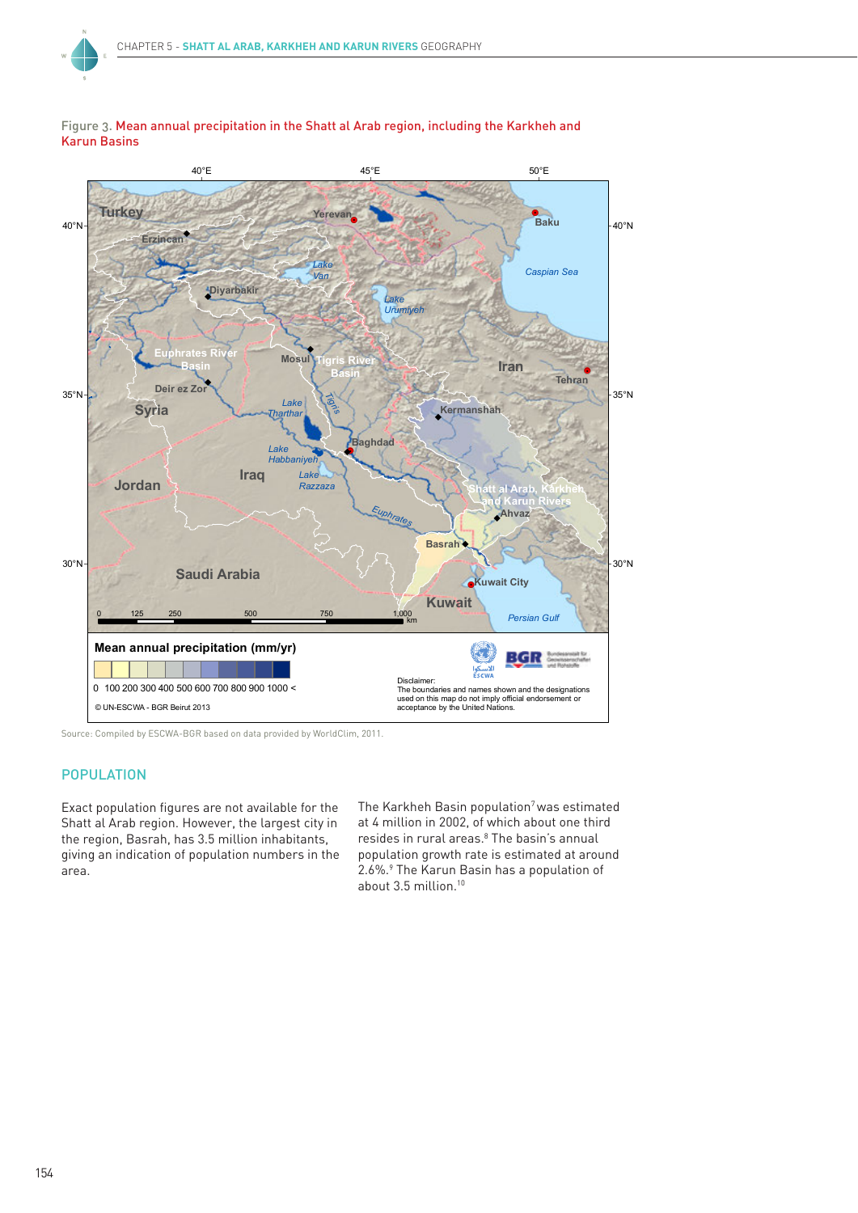Figure 3. Mean annual precipitation in the Shatt al Arab region, including the Karkheh and Karun Basins

Source: Compiled by ESCWA-BGR based on data provided by WorldClim, 2011.

## POPULATION

Exact population figures are not available for the Shatt al Arab region. However, the largest city in the region, Basrah, has 3.5 million inhabitants, giving an indication of population numbers in the area.

The Karkheh Basin population[7] was estimated at 4 million in 2002, of which about one third resides in rural areas.[8] The basin's annual population growth rate is estimated at around 2.6%.[9] The Karun Basin has a population of about 3.5 million.[10]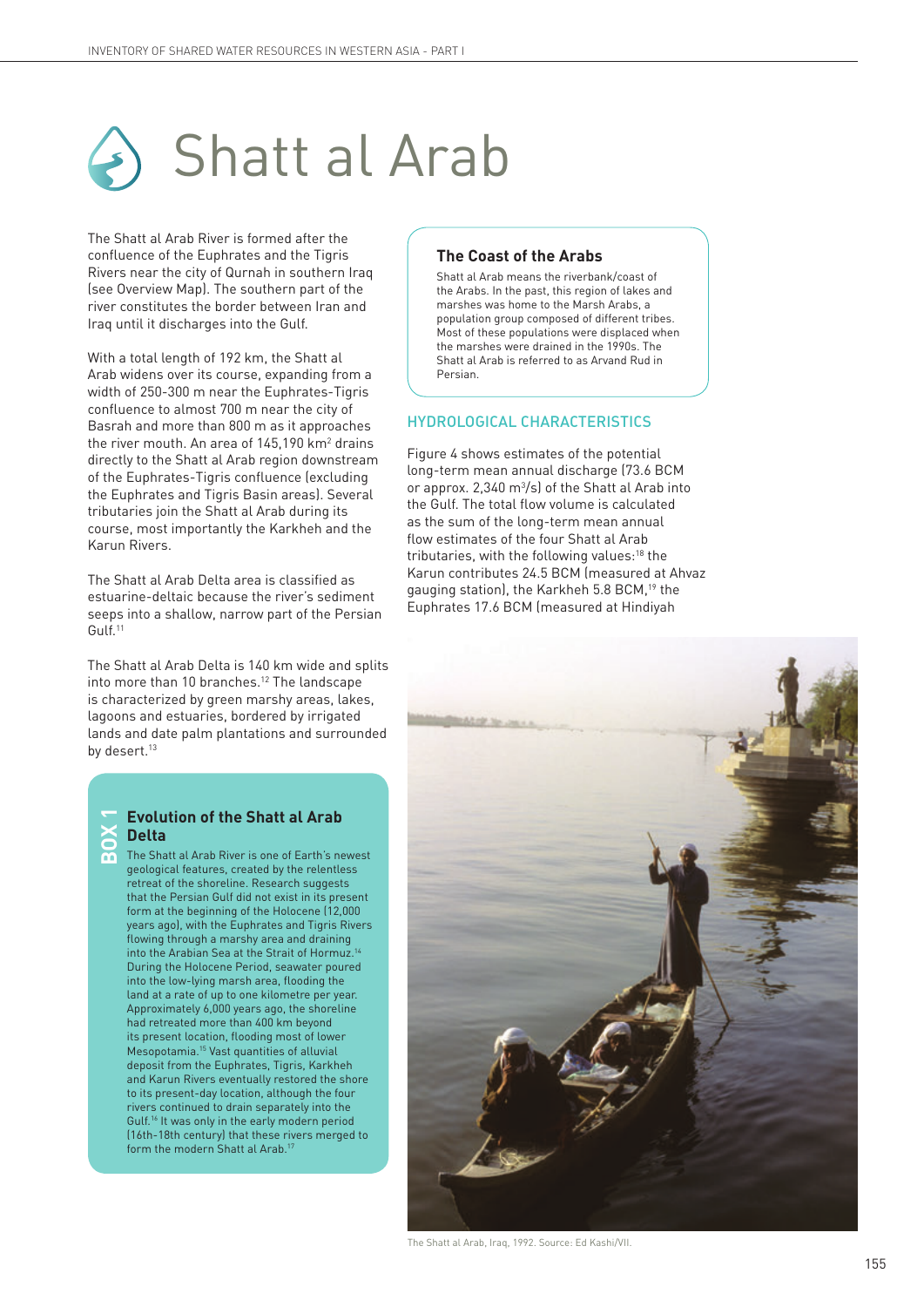# Shatt al Arab

The Shatt al Arab River is formed after the confluence of the Euphrates and the Tigris Rivers near the city of Qurnah in southern Iraq (see Overview Map). The southern part of the river constitutes the border between Iran and Iraq until it discharges into the Gulf.

With a total length of 192 km, the Shatt al Arab widens over its course, expanding from a width of 250-300 m near the Euphrates-Tigris confluence to almost 700 m near the city of Basrah and more than 800 m as it approaches the river mouth. An area of 145,190 $km^2$ drains directly to the Shatt al Arab region downstream of the Euphrates-Tigris confluence (excluding the Euphrates and Tigris Basin areas). Several tributaries join the Shatt al Arab during its course, most importantly the Karkheh and the Karun Rivers.

The Shatt al Arab Delta area is classified as estuarine-deltaic because the river's sediment seeps into a shallow, narrow part of the Persian Gulf.[11]

The Shatt al Arab Delta is 140 km wide and splits into more than 10 branches.[12] The landscape is characterized by green marshy areas, lakes, lagoons and estuaries, bordered by irrigated lands and date palm plantations and surrounded by desert.[13]

**BOX 1**

### Evolution of the Shatt al Arab Delta

The Shatt al Arab River is one of Earth's newest geological features, created by the relentless retreat of the shoreline. Research suggests that the Persian Gulf did not exist in its present form at the beginning of the Holocene (12,000 years ago), with the Euphrates and Tigris Rivers flowing through a marshy area and draining into the Arabian Sea at the Strait of Hormuz.[14] During the Holocene Period, seawater poured into the low-lying marsh area, flooding the land at a rate of up to one kilometre per year. Approximately 6,000 years ago, the shoreline had retreated more than 400 km beyond its present location, flooding most of lower Mesopotamia.[15] Vast quantities of alluvial deposit from the Euphrates, Tigris, Karkheh and Karun Rivers eventually restored the shore to its present-day location, although the four rivers continued to drain separately into the Gulf.[16] It was only in the early modern period (16th-18th century) that these rivers merged to form the modern Shatt al Arab.[17]

### The Coast of the Arabs

Shatt al Arab means the riverbank/coast of the Arabs. In the past, this region of lakes and marshes was home to the Marsh Arabs, a population group composed of different tribes. Most of these populations were displaced when the marshes were drained in the 1990s. The Shatt al Arab is referred to as Arvand Rud in Persian.

## HYDROLOGICAL CHARACTERISTICS

Figure 4 shows estimates of the potential long-term mean annual discharge (73.6 BCM or approx. 2,340 $m^3/s$) of the Shatt al Arab into the Gulf. The total flow volume is calculated as the sum of the long-term mean annual flow estimates of the four Shatt al Arab tributaries, with the following values:[18] the Karun contributes 24.5 BCM (measured at Ahvaz gauging station), the Karkheh 5.8 BCM,[19] the Euphrates 17.6 BCM (measured at Hindiyah

The Shatt al Arab, Iraq, 1992. Source: Ed Kashi/VII.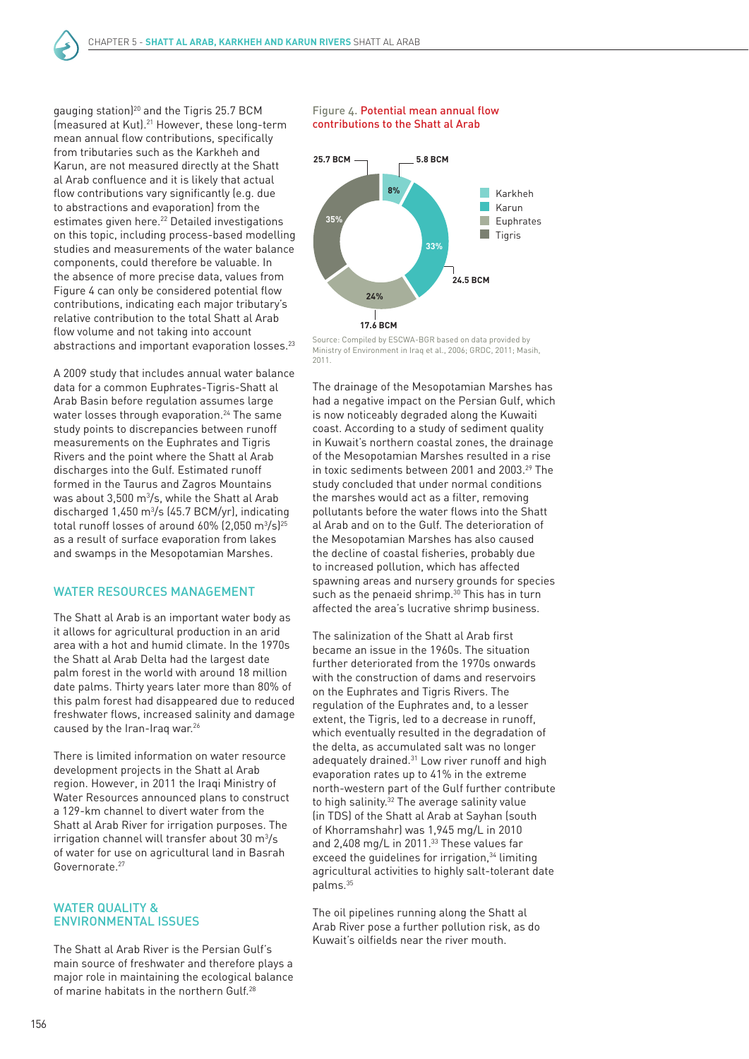gauging station)[20] and the Tigris 25.7 BCM (measured at Kut).[21] However, these long-term mean annual flow contributions, specifically from tributaries such as the Karkheh and Karun, are not measured directly at the Shatt al Arab confluence and it is likely that actual flow contributions vary significantly (e.g. due to abstractions and evaporation) from the estimates given here.[22] Detailed investigations on this topic, including process-based modelling studies and measurements of the water balance components, could therefore be valuable. In the absence of more precise data, values from Figure 4 can only be considered potential flow contributions, indicating each major tributary's relative contribution to the total Shatt al Arab flow volume and not taking into account abstractions and important evaporation losses.[23]

A 2009 study that includes annual water balance data for a common Euphrates-Tigris-Shatt al Arab Basin before regulation assumes large water losses through evaporation.[24] The same study points to discrepancies between runoff measurements on the Euphrates and Tigris Rivers and the point where the Shatt al Arab discharges into the Gulf. Estimated runoff formed in the Taurus and Zagros Mountains was about 3,500 $m^3/s$, while the Shatt al Arab discharged 1,450 $m^3/s$ (45.7 BCM/yr), indicating total runoff losses of around 60% (2,050 $m^3/s$)[25] as a result of surface evaporation from lakes and swamps in the Mesopotamian Marshes.

Figure 4. Potential mean annual flow contributions to the Shatt al Arab

| Tributary | Share | Flow |
|---|---|---|
| Karkheh | 8% | 5.8 BCM |
| Karun | 33% | 24.5 BCM |
| Euphrates | 24% | 17.6 BCM |
| Tigris | 35% | 25.7 BCM |

Source: Compiled by ESCWA-BGR based on data provided by Ministry of Environment in Iraq et al., 2006; GRDC, 2011; Masih, 2011.

## WATER RESOURCES MANAGEMENT

The Shatt al Arab is an important water body as it allows for agricultural production in an arid area with a hot and humid climate. In the 1970s the Shatt al Arab Delta had the largest date palm forest in the world with around 18 million date palms. Thirty years later more than 80% of this palm forest had disappeared due to reduced freshwater flows, increased salinity and damage caused by the Iran-Iraq war.[26]

There is limited information on water resource development projects in the Shatt al Arab region. However, in 2011 the Iraqi Ministry of Water Resources announced plans to construct a 129-km channel to divert water from the Shatt al Arab River for irrigation purposes. The irrigation channel will transfer about 30 $m^3/s$ of water for use on agricultural land in Basrah Governorate.[27]

## WATER QUALITY & ENVIRONMENTAL ISSUES

The Shatt al Arab River is the Persian Gulf's main source of freshwater and therefore plays a major role in maintaining the ecological balance of marine habitats in the northern Gulf.[28]

The drainage of the Mesopotamian Marshes has had a negative impact on the Persian Gulf, which is now noticeably degraded along the Kuwaiti coast. According to a study of sediment quality in Kuwait's northern coastal zones, the drainage of the Mesopotamian Marshes resulted in a rise in toxic sediments between 2001 and 2003.[29] The study concluded that under normal conditions the marshes would act as a filter, removing pollutants before the water flows into the Shatt al Arab and on to the Gulf. The deterioration of the Mesopotamian Marshes has also caused the decline of coastal fisheries, probably due to increased pollution, which has affected spawning areas and nursery grounds for species such as the penaeid shrimp.[30] This has in turn affected the area's lucrative shrimp business.

The salinization of the Shatt al Arab first became an issue in the 1960s. The situation further deteriorated from the 1970s onwards with the construction of dams and reservoirs on the Euphrates and Tigris Rivers. The regulation of the Euphrates and, to a lesser extent, the Tigris, led to a decrease in runoff, which eventually resulted in the degradation of the delta, as accumulated salt was no longer adequately drained.[31] Low river runoff and high evaporation rates up to 41% in the extreme north-western part of the Gulf further contribute to high salinity.[32] The average salinity value (in TDS) of the Shatt al Arab at Sayhan (south of Khorramshahr) was 1,945 mg/L in 2010 and 2,408 mg/L in 2011.[33] These values far exceed the guidelines for irrigation,[34] limiting agricultural activities to highly salt-tolerant date palms.[35]

The oil pipelines running along the Shatt al Arab River pose a further pollution risk, as do Kuwait's oilfields near the river mouth.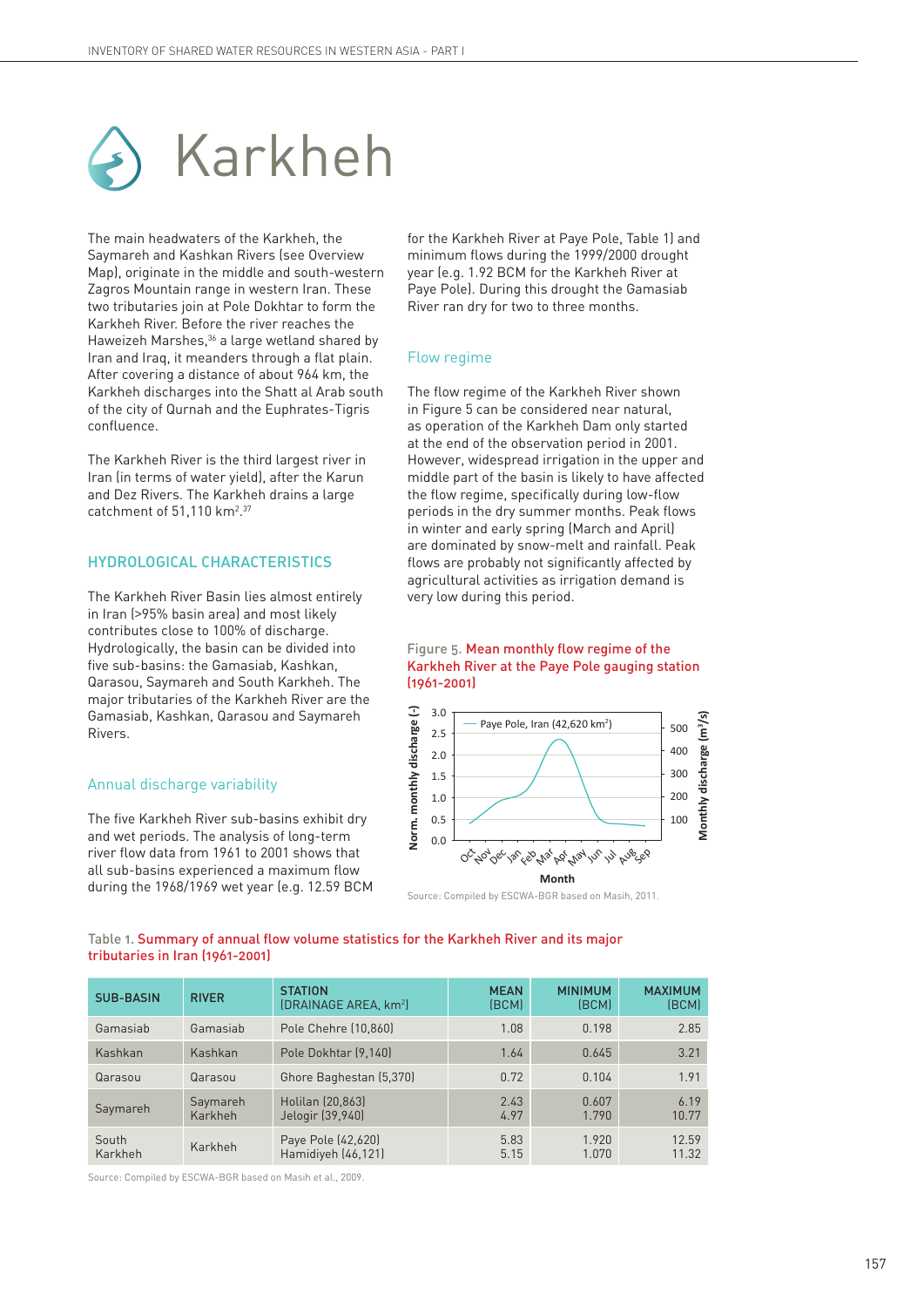# Karkheh

The main headwaters of the Karkheh, the Saymareh and Kashkan Rivers (see Overview Map), originate in the middle and south-western Zagros Mountain range in western Iran. These two tributaries join at Pole Dokhtar to form the Karkheh River. Before the river reaches the Haweizeh Marshes,[36] a large wetland shared by Iran and Iraq, it meanders through a flat plain. After covering a distance of about 964 km, the Karkheh discharges into the Shatt al Arab south of the city of Qurnah and the Euphrates-Tigris confluence.

The Karkheh River is the third largest river in Iran (in terms of water yield), after the Karun and Dez Rivers. The Karkheh drains a large catchment of 51,110 km$^2$.[37]

## HYDROLOGICAL CHARACTERISTICS

The Karkheh River Basin lies almost entirely in Iran (>95% basin area) and most likely contributes close to 100% of discharge. Hydrologically, the basin can be divided into five sub-basins: the Gamasiab, Kashkan, Qarasou, Saymareh and South Karkheh. The major tributaries of the Karkheh River are the Gamasiab, Kashkan, Qarasou and Saymareh Rivers.

### Annual discharge variability

The five Karkheh River sub-basins exhibit dry and wet periods. The analysis of long-term river flow data from 1961 to 2001 shows that all sub-basins experienced a maximum flow during the 1968/1969 wet year (e.g. 12.59 BCM for the Karkheh River at Paye Pole, Table 1) and minimum flows during the 1999/2000 drought year (e.g. 1.92 BCM for the Karkheh River at Paye Pole). During this drought the Gamasiab River ran dry for two to three months.

### Flow regime

The flow regime of the Karkheh River shown in Figure 5 can be considered near natural, as operation of the Karkheh Dam only started at the end of the observation period in 2001. However, widespread irrigation in the upper and middle part of the basin is likely to have affected the flow regime, specifically during low-flow periods in the dry summer months. Peak flows in winter and early spring (March and April) are dominated by snow-melt and rainfall. Peak flows are probably not significantly affected by agricultural activities as irrigation demand is very low during this period.

Figure 5. Mean monthly flow regime of the Karkheh River at the Paye Pole gauging station (1961-2001)

Source: Compiled by ESCWA-BGR based on Masih, 2011.

Table 1. Summary of annual flow volume statistics for the Karkheh River and its major tributaries in Iran (1961-2001)

| SUB-BASIN | RIVER | STATION (DRAINAGE AREA, km$^2$) | MEAN (BCM) | MINIMUM (BCM) | MAXIMUM (BCM) |
|---|---|---|---|---|---|
| Gamasiab | Gamasiab | Pole Chehre (10,860) | 1.08 | 0.198 | 2.85 |
| Kashkan | Kashkan | Pole Dokhtar (9,140) | 1.64 | 0.645 | 3.21 |
| Qarasou | Qarasou | Ghore Baghestan (5,370) | 0.72 | 0.104 | 1.91 |
| Saymareh | Saymareh<br>Karkheh | Holilan (20,863)<br>Jelogir (39,940) | 2.43<br>4.97 | 0.607<br>1.790 | 6.19<br>10.77 |
| South Karkheh | Karkheh | Paye Pole (42,620)<br>Hamidiyeh (46,121) | 5.83<br>5.15 | 1.920<br>1.070 | 12.59<br>11.32 |

Source: Compiled by ESCWA-BGR based on Masih et al., 2009.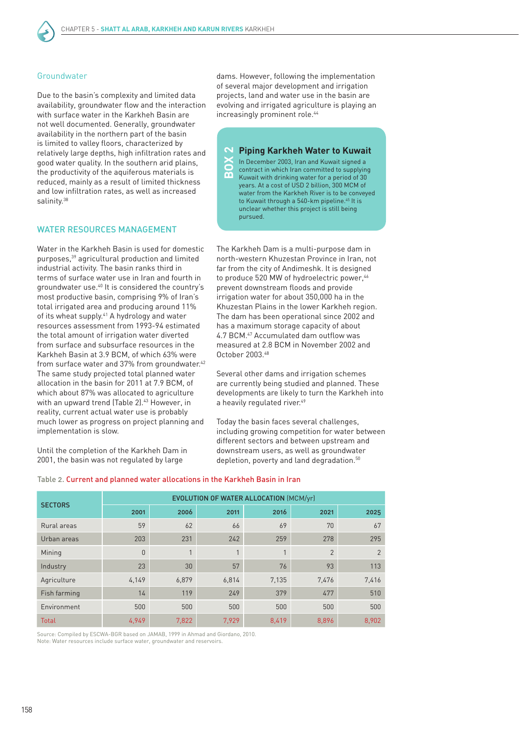### Groundwater

Due to the basin's complexity and limited data availability, groundwater flow and the interaction with surface water in the Karkheh Basin are not well documented. Generally, groundwater availability in the northern part of the basin is limited to valley floors, characterized by relatively large depths, high infiltration rates and good water quality. In the southern arid plains, the productivity of the aquiferous materials is reduced, mainly as a result of limited thickness and low infiltration rates, as well as increased salinity.[38]

## WATER RESOURCES MANAGEMENT

Water in the Karkheh Basin is used for domestic purposes,[39] agricultural production and limited industrial activity. The basin ranks third in terms of surface water use in Iran and fourth in groundwater use.[40] It is considered the country's most productive basin, comprising 9% of Iran's total irrigated area and producing around 11% of its wheat supply.[41] A hydrology and water resources assessment from 1993-94 estimated the total amount of irrigation water diverted from surface and subsurface resources in the Karkheh Basin at 3.9 BCM, of which 63% were from surface water and 37% from groundwater.[42] The same study projected total planned water allocation in the basin for 2011 at 7.9 BCM, of which about 87% was allocated to agriculture with an upward trend (Table 2).[43] However, in reality, current actual water use is probably much lower as progress on project planning and implementation is slow.

Until the completion of the Karkheh Dam in 2001, the basin was not regulated by large dams. However, following the implementation of several major development and irrigation projects, land and water use in the basin are evolving and irrigated agriculture is playing an increasingly prominent role.[44]

> **BOX 2 — Piping Karkheh Water to Kuwait**
>
> In December 2003, Iran and Kuwait signed a contract in which Iran committed to supplying Kuwait with drinking water for a period of 30 years. At a cost of USD 2 billion, 300 MCM of water from the Karkheh River is to be conveyed to Kuwait through a 540-km pipeline.[45] It is unclear whether this project is still being pursued.

The Karkheh Dam is a multi-purpose dam in north-western Khuzestan Province in Iran, not far from the city of Andimeshk. It is designed to produce 520 MW of hydroelectric power,[46] prevent downstream floods and provide irrigation water for about 350,000 ha in the Khuzestan Plains in the lower Karkheh region. The dam has been operational since 2002 and has a maximum storage capacity of about 4.7 BCM.[47] Accumulated dam outflow was measured at 2.8 BCM in November 2002 and October 2003.[48]

Several other dams and irrigation schemes are currently being studied and planned. These developments are likely to turn the Karkheh into a heavily regulated river.[49]

Today the basin faces several challenges, including growing competition for water between different sectors and between upstream and downstream users, as well as groundwater depletion, poverty and land degradation.[50]

Table 2. Current and planned water allocations in the Karkheh Basin in Iran

| SECTORS | EVOLUTION OF WATER ALLOCATION (MCM/yr) | | | | | |
|---|---|---|---|---|---|---|
| | 2001 | 2006 | 2011 | 2016 | 2021 | 2025 |
| Rural areas | 59 | 62 | 66 | 69 | 70 | 67 |
| Urban areas | 203 | 231 | 242 | 259 | 278 | 295 |
| Mining | 0 | 1 | 1 | 1 | 2 | 2 |
| Industry | 23 | 30 | 57 | 76 | 93 | 113 |
| Agriculture | 4,149 | 6,879 | 6,814 | 7,135 | 7,476 | 7,416 |
| Fish farming | 14 | 119 | 249 | 379 | 477 | 510 |
| Environment | 500 | 500 | 500 | 500 | 500 | 500 |
| Total | 4,949 | 7,822 | 7,929 | 8,419 | 8,896 | 8,902 |

Source: Compiled by ESCWA-BGR based on JAMAB, 1999 in Ahmad and Giordano, 2010.
Note: Water resources include surface water, groundwater and reservoirs.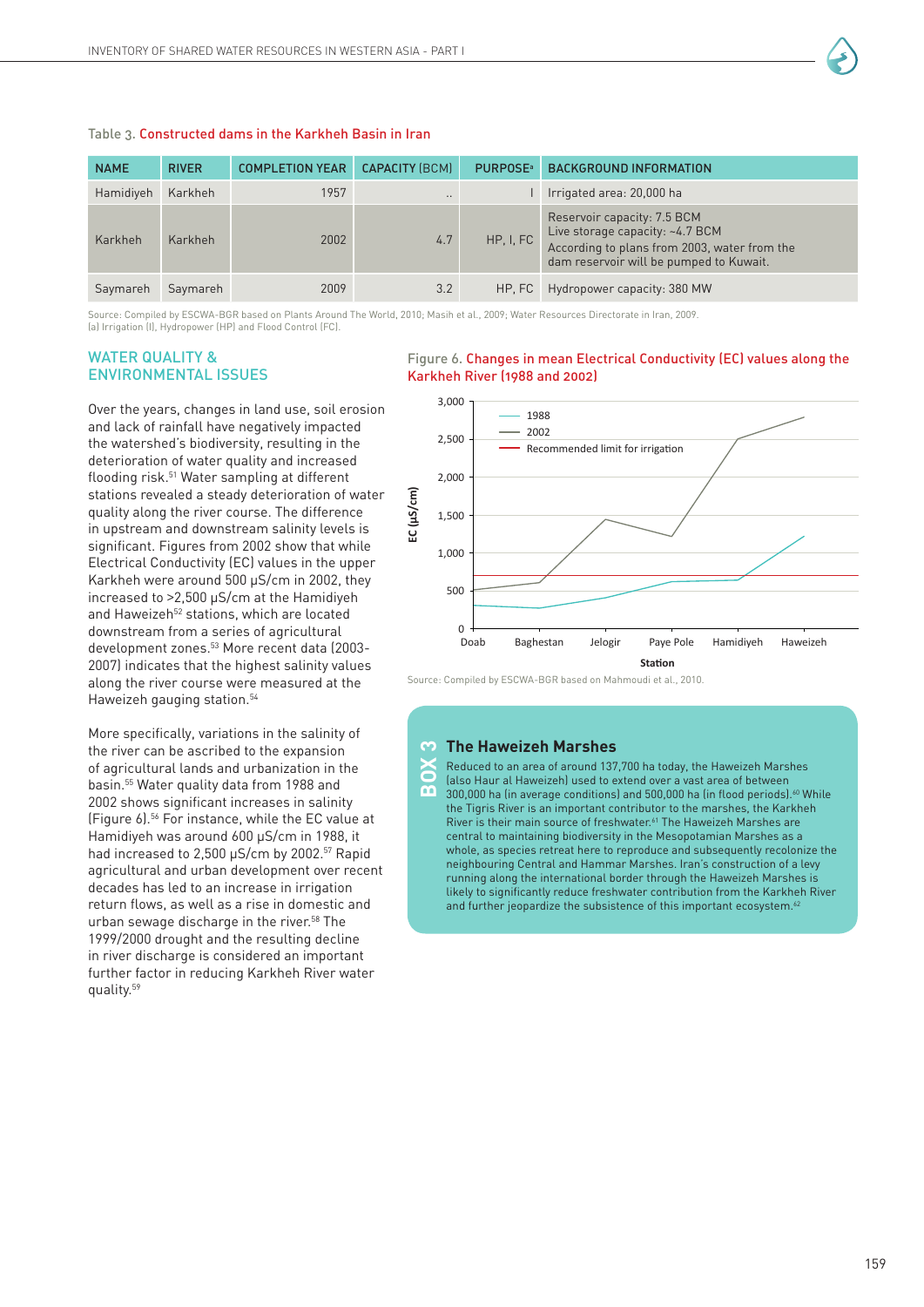Table 3. Constructed dams in the Karkheh Basin in Iran

| NAME | RIVER | COMPLETION YEAR | CAPACITY (BCM) | PURPOSE[a] | BACKGROUND INFORMATION |
|---|---|---|---|---|---|
| Hamidiyeh | Karkheh | 1957 | .. | I | Irrigated area: 20,000 ha |
| Karkheh | Karkheh | 2002 | 4.7 | HP, I, FC | Reservoir capacity: 7.5 BCM<br>Live storage capacity: ~4.7 BCM<br>According to plans from 2003, water from the dam reservoir will be pumped to Kuwait. |
| Saymareh | Saymareh | 2009 | 3.2 | HP, FC | Hydropower capacity: 380 MW |

Source: Compiled by ESCWA-BGR based on Plants Around The World, 2010; Masih et al., 2009; Water Resources Directorate in Iran, 2009.
(a) Irrigation (I), Hydropower (HP) and Flood Control (FC).

## WATER QUALITY & ENVIRONMENTAL ISSUES

Over the years, changes in land use, soil erosion and lack of rainfall have negatively impacted the watershed's biodiversity, resulting in the deterioration of water quality and increased flooding risk.[51] Water sampling at different stations revealed a steady deterioration of water quality along the river course. The difference in upstream and downstream salinity levels is significant. Figures from 2002 show that while Electrical Conductivity (EC) values in the upper Karkheh were around 500 μS/cm in 2002, they increased to >2,500 μS/cm at the Hamidiyeh and Haweizeh[52] stations, which are located downstream from a series of agricultural development zones.[53] More recent data (2003-2007) indicates that the highest salinity values along the river course were measured at the Haweizeh gauging station.[54]

More specifically, variations in the salinity of the river can be ascribed to the expansion of agricultural lands and urbanization in the basin.[55] Water quality data from 1988 and 2002 shows significant increases in salinity (Figure 6).[56] For instance, while the EC value at Hamidiyeh was around 600 μS/cm in 1988, it had increased to 2,500 μS/cm by 2002.[57] Rapid agricultural and urban development over recent decades has led to an increase in irrigation return flows, as well as a rise in domestic and urban sewage discharge in the river.[58] The 1999/2000 drought and the resulting decline in river discharge is considered an important further factor in reducing Karkheh River water quality.[59]

Figure 6. Changes in mean Electrical Conductivity (EC) values along the Karkheh River (1988 and 2002)

Source: Compiled by ESCWA-BGR based on Mahmoudi et al., 2010.

### BOX 3 The Haweizeh Marshes

Reduced to an area of around 137,700 ha today, the Haweizeh Marshes (also Haur al Haweizeh) used to extend over a vast area of between 300,000 ha (in average conditions) and 500,000 ha (in flood periods).[60] While the Tigris River is an important contributor to the marshes, the Karkheh River is their main source of freshwater.[61] The Haweizeh Marshes are central to maintaining biodiversity in the Mesopotamian Marshes as a whole, as species retreat here to reproduce and subsequently recolonize the neighbouring Central and Hammar Marshes. Iran's construction of a levy running along the international border through the Haweizeh Marshes is likely to significantly reduce freshwater contribution from the Karkheh River and further jeopardize the subsistence of this important ecosystem.[62]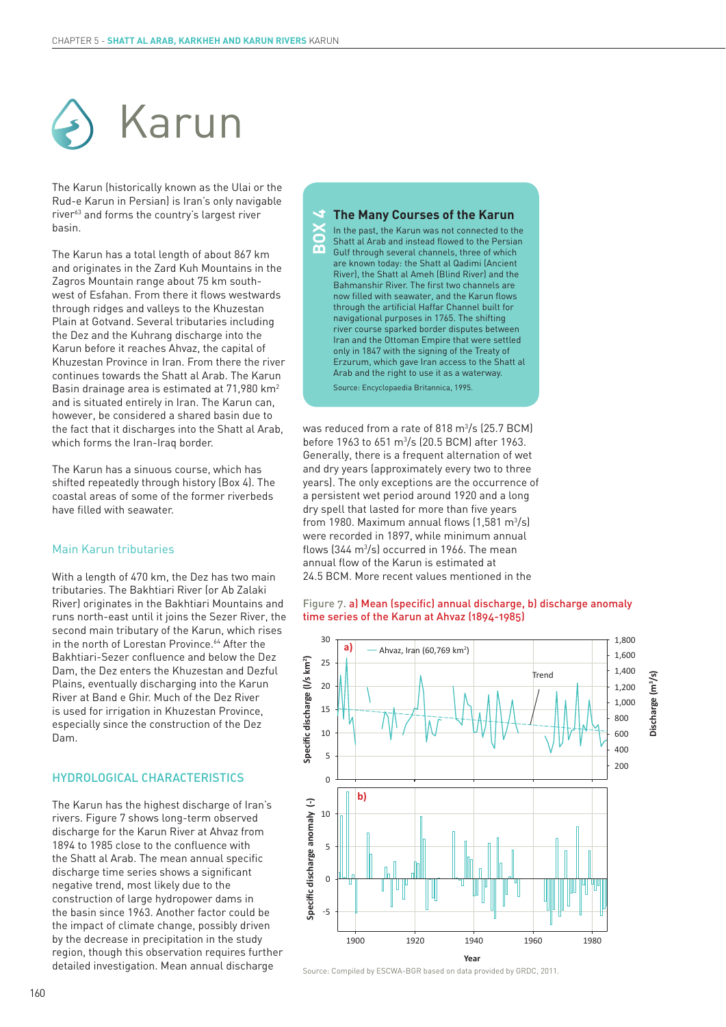# Karun

The Karun (historically known as the Ulai or the Rud-e Karun in Persian) is Iran's only navigable river[63] and forms the country's largest river basin.

The Karun has a total length of about 867 km and originates in the Zard Kuh Mountains in the Zagros Mountain range about 75 km south-west of Esfahan. From there it flows westwards through ridges and valleys to the Khuzestan Plain at Gotvand. Several tributaries including the Dez and the Kuhrang discharge into the Karun before it reaches Ahvaz, the capital of Khuzestan Province in Iran. From there the river continues towards the Shatt al Arab. The Karun Basin drainage area is estimated at 71,980 km$^2$ and is situated entirely in Iran. The Karun can, however, be considered a shared basin due to the fact that it discharges into the Shatt al Arab, which forms the Iran-Iraq border.

The Karun has a sinuous course, which has shifted repeatedly through history (Box 4). The coastal areas of some of the former riverbeds have filled with seawater.

## Main Karun tributaries

With a length of 470 km, the Dez has two main tributaries. The Bakhtiari River (or Ab Zalaki River) originates in the Bakhtiari Mountains and runs north-east until it joins the Sezer River, the second main tributary of the Karun, which rises in the north of Lorestan Province.[64] After the Bakhtiari-Sezer confluence and below the Dez Dam, the Dez enters the Khuzestan and Dezful Plains, eventually discharging into the Karun River at Band e Ghir. Much of the Dez River is used for irrigation in Khuzestan Province, especially since the construction of the Dez Dam.

## HYDROLOGICAL CHARACTERISTICS

The Karun has the highest discharge of Iran's rivers. Figure 7 shows long-term observed discharge for the Karun River at Ahvaz from 1894 to 1985 close to the confluence with the Shatt al Arab. The mean annual specific discharge time series shows a significant negative trend, most likely due to the construction of large hydropower dams in the basin since 1963. Another factor could be the impact of climate change, possibly driven by the decrease in precipitation in the study region, though this observation requires further detailed investigation. Mean annual discharge was reduced from a rate of 818 m$^3$/s (25.7 BCM) before 1963 to 651 m$^3$/s (20.5 BCM) after 1963. Generally, there is a frequent alternation of wet and dry years (approximately every two to three years). The only exceptions are the occurrence of a persistent wet period around 1920 and a long dry spell that lasted for more than five years from 1980. Maximum annual flows (1,581 m$^3$/s) were recorded in 1897, while minimum annual flows (344 m$^3$/s) occurred in 1966. The mean annual flow of the Karun is estimated at 24.5 BCM. More recent values mentioned in the

> **BOX 4**
>
> ### The Many Courses of the Karun
>
> In the past, the Karun was not connected to the Shatt al Arab and instead flowed to the Persian Gulf through several channels, three of which are known today: the Shatt al Qadimi (Ancient River), the Shatt al Ameh (Blind River) and the Bahmanshir River. The first two channels are now filled with seawater, and the Karun flows through the artificial Haffar Channel built for navigational purposes in 1765. The shifting river course sparked border disputes between Iran and the Ottoman Empire that were settled only in 1847 with the signing of the Treaty of Erzurum, which gave Iran access to the Shatt al Arab and the right to use it as a waterway.
>
> Source: Encyclopaedia Britannica, 1995.

Figure 7. a) Mean (specific) annual discharge, b) discharge anomaly time series of the Karun at Ahvaz (1894-1985)

Source: Compiled by ESCWA-BGR based on data provided by GRDC, 2011.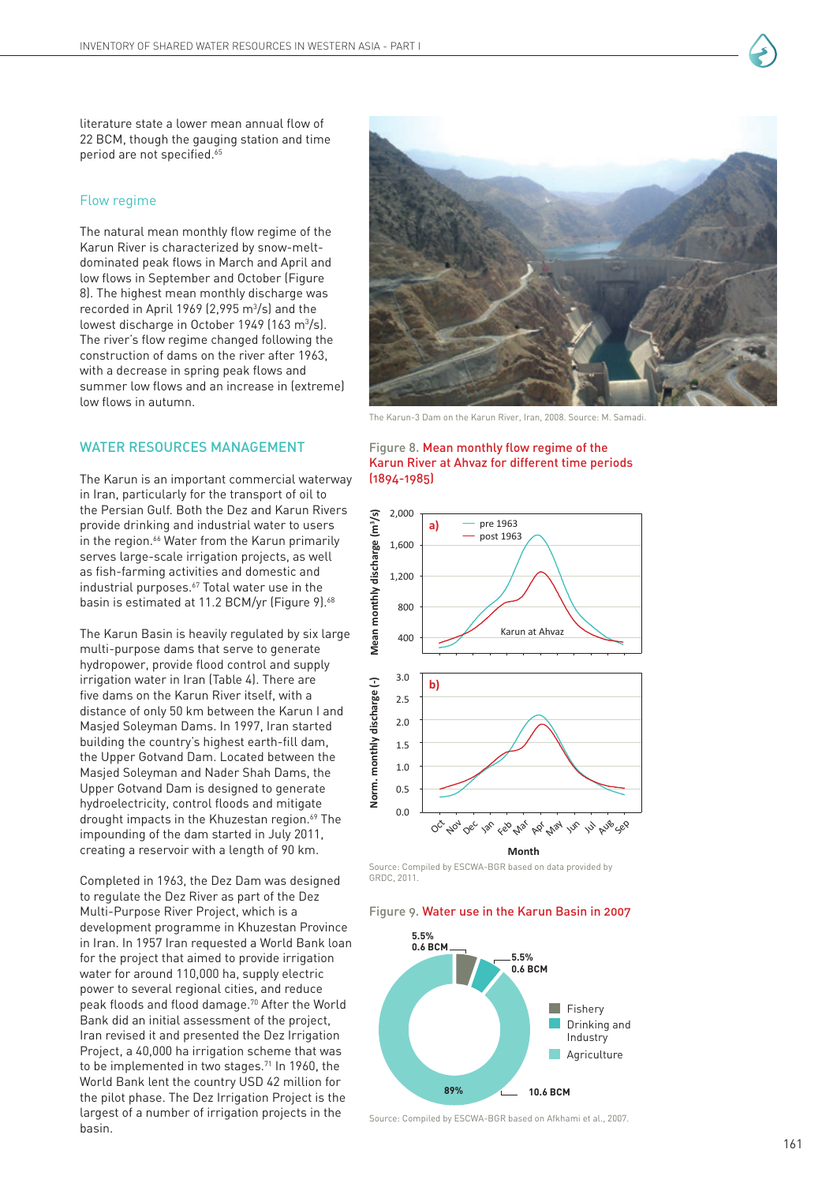literature state a lower mean annual flow of 22 BCM, though the gauging station and time period are not specified.[65]

### Flow regime

The natural mean monthly flow regime of the Karun River is characterized by snow-melt-dominated peak flows in March and April and low flows in September and October (Figure 8). The highest mean monthly discharge was recorded in April 1969 (2,995 m³/s) and the lowest discharge in October 1949 (163 m³/s). The river's flow regime changed following the construction of dams on the river after 1963, with a decrease in spring peak flows and summer low flows and an increase in (extreme) low flows in autumn.

## WATER RESOURCES MANAGEMENT

The Karun is an important commercial waterway in Iran, particularly for the transport of oil to the Persian Gulf. Both the Dez and Karun Rivers provide drinking and industrial water to users in the region.[66] Water from the Karun primarily serves large-scale irrigation projects, as well as fish-farming activities and domestic and industrial purposes.[67] Total water use in the basin is estimated at 11.2 BCM/yr (Figure 9).[68]

The Karun Basin is heavily regulated by six large multi-purpose dams that serve to generate hydropower, provide flood control and supply irrigation water in Iran (Table 4). There are five dams on the Karun River itself, with a distance of only 50 km between the Karun I and Masjed Soleyman Dams. In 1997, Iran started building the country's highest earth-fill dam, the Upper Gotvand Dam. Located between the Masjed Soleyman and Nader Shah Dams, the Upper Gotvand Dam is designed to generate hydroelectricity, control floods and mitigate drought impacts in the Khuzestan region.[69] The impounding of the dam started in July 2011, creating a reservoir with a length of 90 km.

Completed in 1963, the Dez Dam was designed to regulate the Dez River as part of the Dez Multi-Purpose River Project, which is a development programme in Khuzestan Province in Iran. In 1957 Iran requested a World Bank loan for the project that aimed to provide irrigation water for around 110,000 ha, supply electric power to several regional cities, and reduce peak floods and flood damage.[70] After the World Bank did an initial assessment of the project, Iran revised it and presented the Dez Irrigation Project, a 40,000 ha irrigation scheme that was to be implemented in two stages.[71] In 1960, the World Bank lent the country USD 42 million for the pilot phase. The Dez Irrigation Project is the largest of a number of irrigation projects in the basin.

The Karun-3 Dam on the Karun River, Iran, 2008. Source: M. Samadi.

Figure 8. Mean monthly flow regime of the Karun River at Ahvaz for different time periods (1894-1985)

Source: Compiled by ESCWA-BGR based on data provided by GRDC, 2011.

Figure 9. Water use in the Karun Basin in 2007

Source: Compiled by ESCWA-BGR based on Afkhami et al., 2007.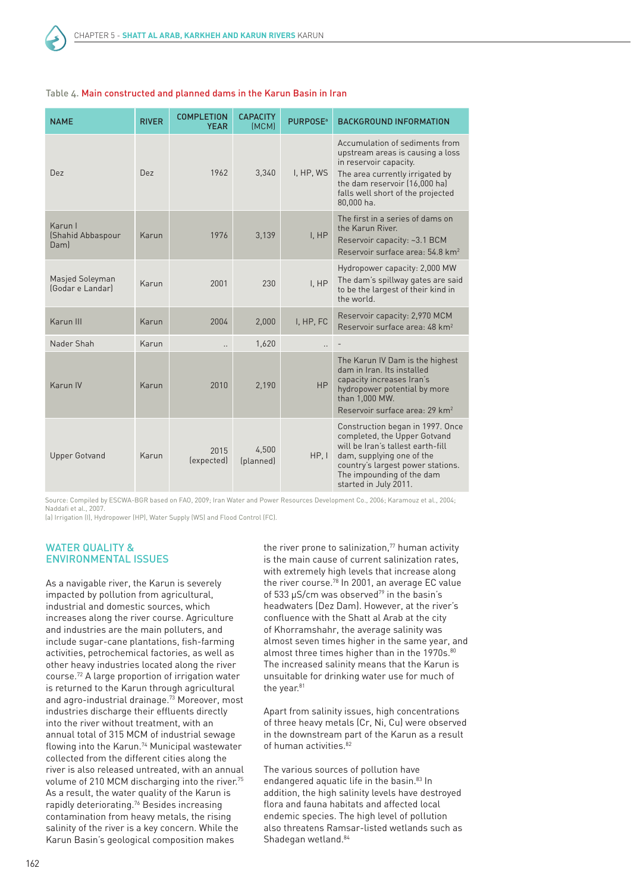Table 4. Main constructed and planned dams in the Karun Basin in Iran

| NAME | RIVER | COMPLETION YEAR | CAPACITY (MCM) | PURPOSE[a] | BACKGROUND INFORMATION |
|---|---|---|---|---|---|
| Dez | Dez | 1962 | 3,340 | I, HP, WS | Accumulation of sediments from upstream areas is causing a loss in reservoir capacity. The area currently irrigated by the dam reservoir (16,000 ha) falls well short of the projected 80,000 ha. |
| Karun I (Shahid Abbaspour Dam) | Karun | 1976 | 3,139 | I, HP | The first in a series of dams on the Karun River. Reservoir capacity: ~3.1 BCM Reservoir surface area: 54.8 km$^2$ |
| Masjed Soleyman (Godar e Landar) | Karun | 2001 | 230 | I, HP | Hydropower capacity: 2,000 MW The dam's spillway gates are said to be the largest of their kind in the world. |
| Karun III | Karun | 2004 | 2,000 | I, HP, FC | Reservoir capacity: 2,970 MCM Reservoir surface area: 48 km$^2$ |
| Nader Shah | Karun | .. | 1,620 | .. | - |
| Karun IV | Karun | 2010 | 2,190 | HP | The Karun IV Dam is the highest dam in Iran. Its installed capacity increases Iran's hydropower potential by more than 1,000 MW. Reservoir surface area: 29 km$^2$ |
| Upper Gotvand | Karun | 2015 (expected) | 4,500 (planned) | HP, I | Construction began in 1997. Once completed, the Upper Gotvand will be Iran's tallest earth-fill dam, supplying one of the country's largest power stations. The impounding of the dam started in July 2011. |

Source: Compiled by ESCWA-BGR based on FAO, 2009; Iran Water and Power Resources Development Co., 2006; Karamouz et al., 2004; Naddafi et al., 2007.
(a) Irrigation (I), Hydropower (HP), Water Supply (WS) and Flood Control (FC).

## WATER QUALITY & ENVIRONMENTAL ISSUES

As a navigable river, the Karun is severely impacted by pollution from agricultural, industrial and domestic sources, which increases along the river course. Agriculture and industries are the main polluters, and include sugar-cane plantations, fish-farming activities, petrochemical factories, as well as other heavy industries located along the river course.[72] A large proportion of irrigation water is returned to the Karun through agricultural and agro-industrial drainage.[73] Moreover, most industries discharge their effluents directly into the river without treatment, with an annual total of 315 MCM of industrial sewage flowing into the Karun.[74] Municipal wastewater collected from the different cities along the river is also released untreated, with an annual volume of 210 MCM discharging into the river.[75] As a result, the water quality of the Karun is rapidly deteriorating.[76] Besides increasing contamination from heavy metals, the rising salinity of the river is a key concern. While the Karun Basin's geological composition makes the river prone to salinization,[77] human activity is the main cause of current salinization rates, with extremely high levels that increase along the river course.[78] In 2001, an average EC value of 533 μS/cm was observed[79] in the basin's headwaters (Dez Dam). However, at the river's confluence with the Shatt al Arab at the city of Khorramshahr, the average salinity was almost seven times higher in the same year, and almost three times higher than in the 1970s.[80] The increased salinity means that the Karun is unsuitable for drinking water use for much of the year.[81]

Apart from salinity issues, high concentrations of three heavy metals (Cr, Ni, Cu) were observed in the downstream part of the Karun as a result of human activities.[82]

The various sources of pollution have endangered aquatic life in the basin.[83] In addition, the high salinity levels have destroyed flora and fauna habitats and affected local endemic species. The high level of pollution also threatens Ramsar-listed wetlands such as Shadegan wetland.[84]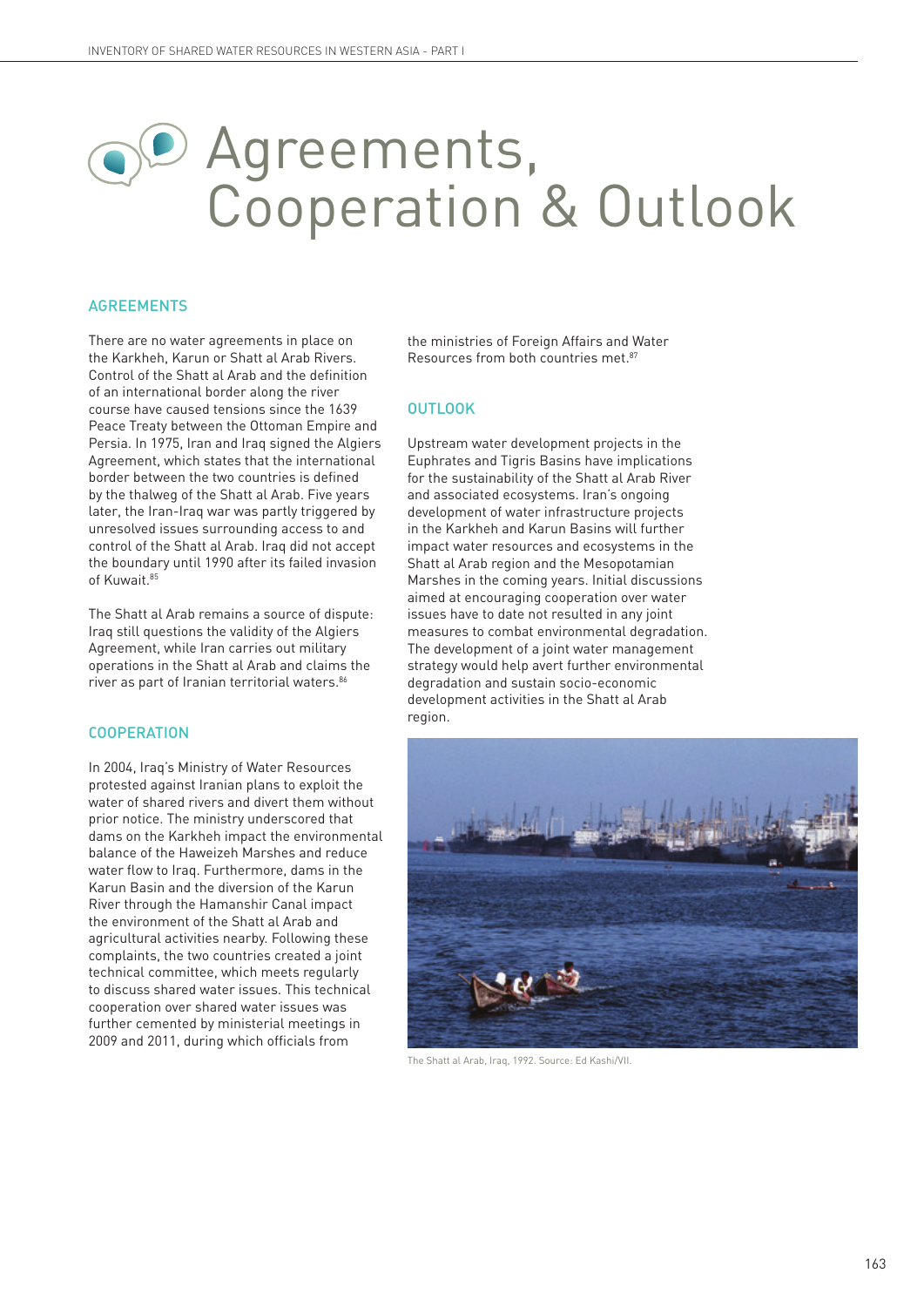# Agreements, Cooperation & Outlook

## AGREEMENTS

There are no water agreements in place on the Karkheh, Karun or Shatt al Arab Rivers. Control of the Shatt al Arab and the definition of an international border along the river course have caused tensions since the 1639 Peace Treaty between the Ottoman Empire and Persia. In 1975, Iran and Iraq signed the Algiers Agreement, which states that the international border between the two countries is defined by the thalweg of the Shatt al Arab. Five years later, the Iran-Iraq war was partly triggered by unresolved issues surrounding access to and control of the Shatt al Arab. Iraq did not accept the boundary until 1990 after its failed invasion of Kuwait.[85]

The Shatt al Arab remains a source of dispute: Iraq still questions the validity of the Algiers Agreement, while Iran carries out military operations in the Shatt al Arab and claims the river as part of Iranian territorial waters.[86]

## COOPERATION

In 2004, Iraq's Ministry of Water Resources protested against Iranian plans to exploit the water of shared rivers and divert them without prior notice. The ministry underscored that dams on the Karkheh impact the environmental balance of the Haweizeh Marshes and reduce water flow to Iraq. Furthermore, dams in the Karun Basin and the diversion of the Karun River through the Hamanshir Canal impact the environment of the Shatt al Arab and agricultural activities nearby. Following these complaints, the two countries created a joint technical committee, which meets regularly to discuss shared water issues. This technical cooperation over shared water issues was further cemented by ministerial meetings in 2009 and 2011, during which officials from the ministries of Foreign Affairs and Water Resources from both countries met.[87]

## OUTLOOK

Upstream water development projects in the Euphrates and Tigris Basins have implications for the sustainability of the Shatt al Arab River and associated ecosystems. Iran's ongoing development of water infrastructure projects in the Karkheh and Karun Basins will further impact water resources and ecosystems in the Shatt al Arab region and the Mesopotamian Marshes in the coming years. Initial discussions aimed at encouraging cooperation over water issues have to date not resulted in any joint measures to combat environmental degradation. The development of a joint water management strategy would help avert further environmental degradation and sustain socio-economic development activities in the Shatt al Arab region.

The Shatt al Arab, Iraq, 1992. Source: Ed Kashi/VII.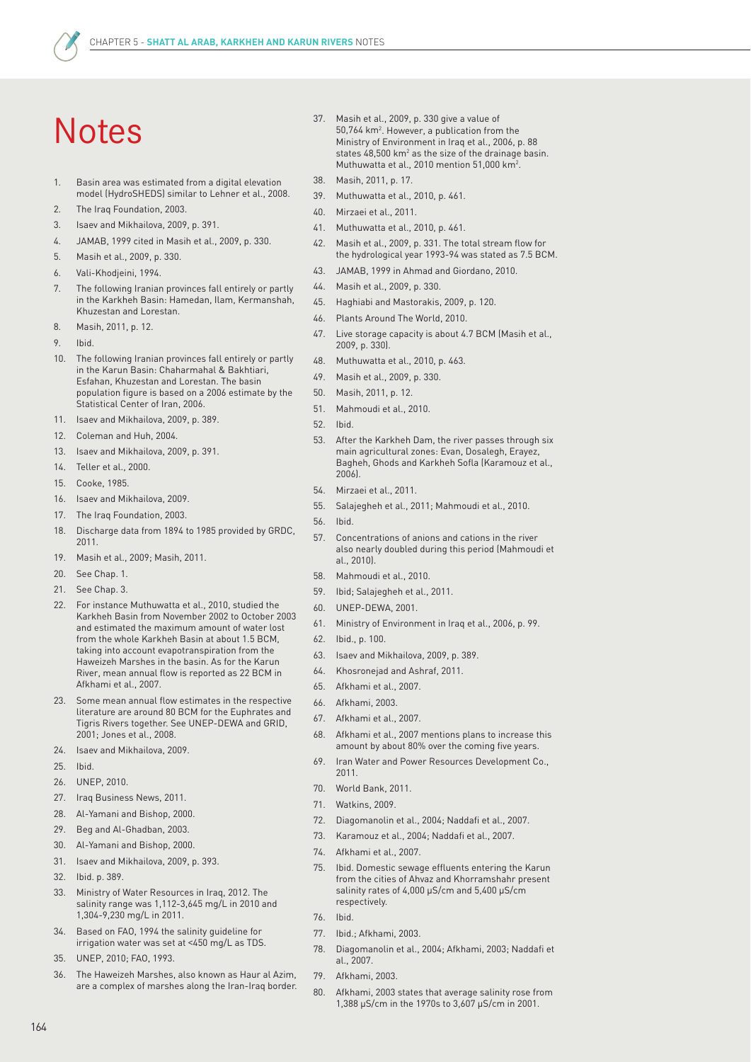# Notes

1. Basin area was estimated from a digital elevation model (HydroSHEDS) similar to Lehner et al., 2008.
2. The Iraq Foundation, 2003.
3. Isaev and Mikhailova, 2009, p. 391.
4. JAMAB, 1999 cited in Masih et al., 2009, p. 330.
5. Masih et al., 2009, p. 330.
6. Vali-Khodjeini, 1994.
7. The following Iranian provinces fall entirely or partly in the Karkheh Basin: Hamedan, Ilam, Kermanshah, Khuzestan and Lorestan.
8. Masih, 2011, p. 12.
9. Ibid.
10. The following Iranian provinces fall entirely or partly in the Karun Basin: Chaharmahal & Bakhtiari, Esfahan, Khuzestan and Lorestan. The basin population figure is based on a 2006 estimate by the Statistical Center of Iran, 2006.
11. Isaev and Mikhailova, 2009, p. 389.
12. Coleman and Huh, 2004.
13. Isaev and Mikhailova, 2009, p. 391.
14. Teller et al., 2000.
15. Cooke, 1985.
16. Isaev and Mikhailova, 2009.
17. The Iraq Foundation, 2003.
18. Discharge data from 1894 to 1985 provided by GRDC, 2011.
19. Masih et al., 2009; Masih, 2011.
20. See Chap. 1.
21. See Chap. 3.
22. For instance Muthuwatta et al., 2010, studied the Karkheh Basin from November 2002 to October 2003 and estimated the maximum amount of water lost from the whole Karkheh Basin at about 1.5 BCM, taking into account evapotranspiration from the Haweizeh Marshes in the basin. As for the Karun River, mean annual flow is reported as 22 BCM in Afkhami et al., 2007.
23. Some mean annual flow estimates in the respective literature are around 80 BCM for the Euphrates and Tigris Rivers together. See UNEP-DEWA and GRID, 2001; Jones et al., 2008.
24. Isaev and Mikhailova, 2009.
25. Ibid.
26. UNEP, 2010.
27. Iraq Business News, 2011.
28. Al-Yamani and Bishop, 2000.
29. Beg and Al-Ghadban, 2003.
30. Al-Yamani and Bishop, 2000.
31. Isaev and Mikhailova, 2009, p. 393.
32. Ibid. p. 389.
33. Ministry of Water Resources in Iraq, 2012. The salinity range was 1,112-3,645 mg/L in 2010 and 1,304-9,230 mg/L in 2011.
34. Based on FAO, 1994 the salinity guideline for irrigation water was set at <450 mg/L as TDS.
35. UNEP, 2010; FAO, 1993.
36. The Haweizeh Marshes, also known as Haur al Azim, are a complex of marshes along the Iran-Iraq border.
37. Masih et al., 2009, p. 330 give a value of 50,764 km$^2$. However, a publication from the Ministry of Environment in Iraq et al., 2006, p. 88 states 48,500 km$^2$ as the size of the drainage basin. Muthuwatta et al., 2010 mention 51,000 km$^2$.
38. Masih, 2011, p. 17.
39. Muthuwatta et al., 2010, p. 461.
40. Mirzaei et al., 2011.
41. Muthuwatta et al., 2010, p. 461.
42. Masih et al., 2009, p. 331. The total stream flow for the hydrological year 1993-94 was stated as 7.5 BCM.
43. JAMAB, 1999 in Ahmad and Giordano, 2010.
44. Masih et al., 2009, p. 330.
45. Haghiabi and Mastorakis, 2009, p. 120.
46. Plants Around The World, 2010.
47. Live storage capacity is about 4.7 BCM (Masih et al., 2009, p. 330).
48. Muthuwatta et al., 2010, p. 463.
49. Masih et al., 2009, p. 330.
50. Masih, 2011, p. 12.
51. Mahmoudi et al., 2010.
52. Ibid.
53. After the Karkheh Dam, the river passes through six main agricultural zones: Evan, Dosalegh, Erayez, Bagheh, Ghods and Karkheh Sofla (Karamouz et al., 2006).
54. Mirzaei et al., 2011.
55. Salajegheh et al., 2011; Mahmoudi et al., 2010.
56. Ibid.
57. Concentrations of anions and cations in the river also nearly doubled during this period (Mahmoudi et al., 2010).
58. Mahmoudi et al., 2010.
59. Ibid; Salajegheh et al., 2011.
60. UNEP-DEWA, 2001.
61. Ministry of Environment in Iraq et al., 2006, p. 99.
62. Ibid., p. 100.
63. Isaev and Mikhailova, 2009, p. 389.
64. Khosronejad and Ashraf, 2011.
65. Afkhami et al., 2007.
66. Afkhami, 2003.
67. Afkhami et al., 2007.
68. Afkhami et al., 2007 mentions plans to increase this amount by about 80% over the coming five years.
69. Iran Water and Power Resources Development Co., 2011.
70. World Bank, 2011.
71. Watkins, 2009.
72. Diagomanolin et al., 2004; Naddafi et al., 2007.
73. Karamouz et al., 2004; Naddafi et al., 2007.
74. Afkhami et al., 2007.
75. Ibid. Domestic sewage effluents entering the Karun from the cities of Ahvaz and Khorramshahr present salinity rates of 4,000 μS/cm and 5,400 μS/cm respectively.
76. Ibid.
77. Ibid.; Afkhami, 2003.
78. Diagomanolin et al., 2004; Afkhami, 2003; Naddafi et al., 2007.
79. Afkhami, 2003.
80. Afkhami, 2003 states that average salinity rose from 1,388 μS/cm in the 1970s to 3,607 μS/cm in 2001.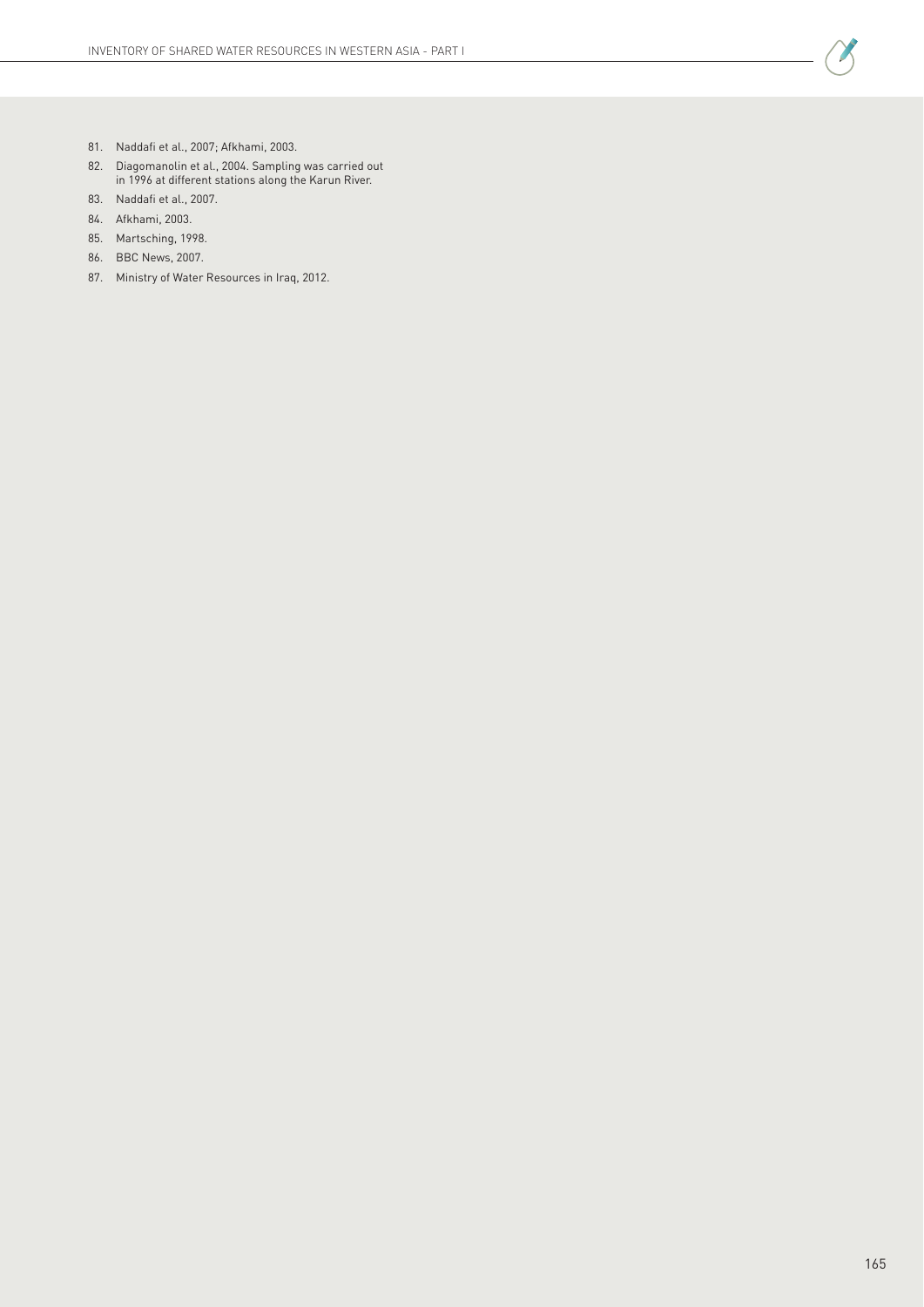81. Naddafi et al., 2007; Afkhami, 2003.
82. Diagomanolin et al., 2004. Sampling was carried out in 1996 at different stations along the Karun River.
83. Naddafi et al., 2007.
84. Afkhami, 2003.
85. Martsching, 1998.
86. BBC News, 2007.
87. Ministry of Water Resources in Iraq, 2012.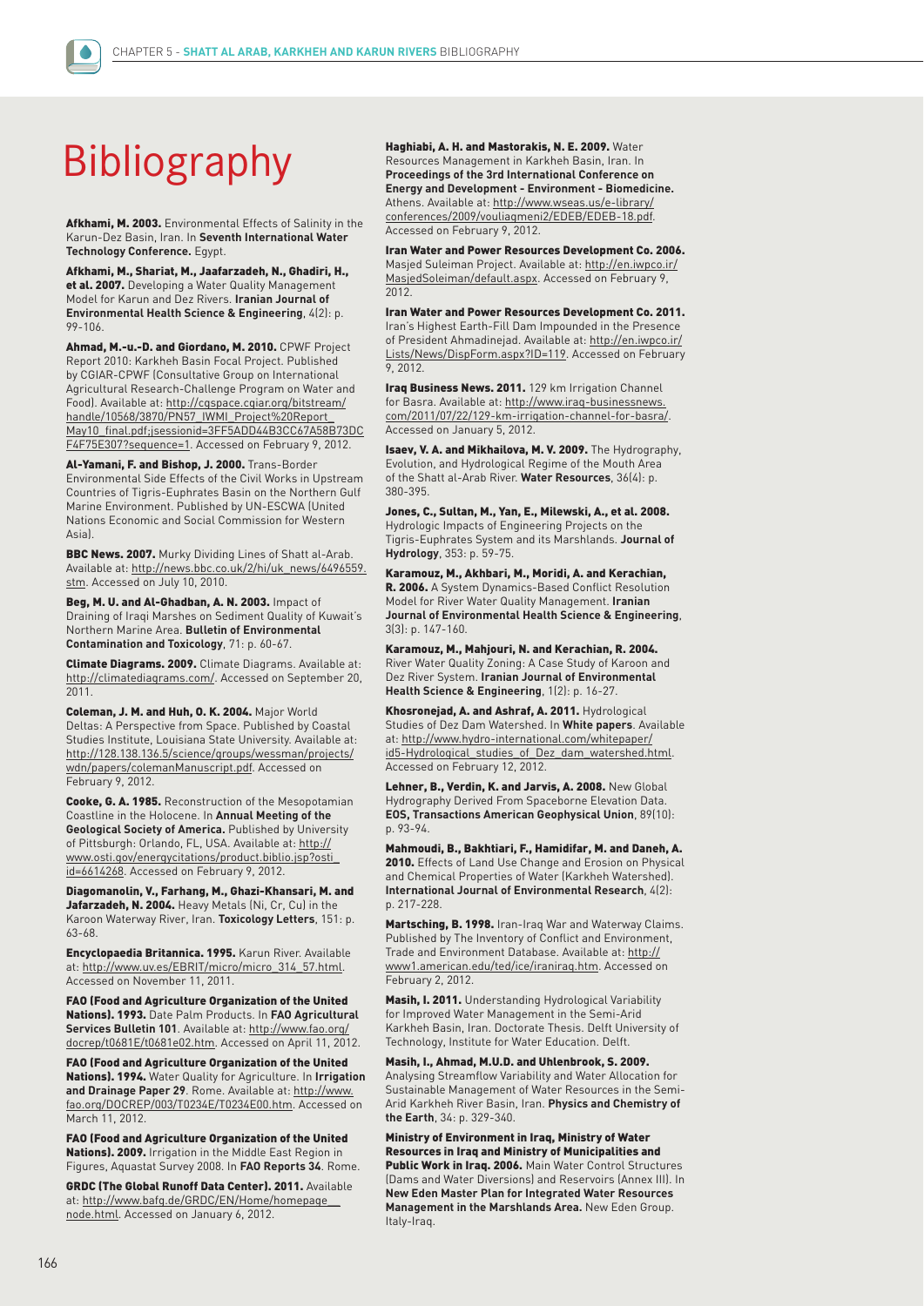# Bibliography

**Afkhami, M. 2003.** Environmental Effects of Salinity in the Karun-Dez Basin, Iran. In **Seventh International Water Technology Conference.** Egypt.

**Afkhami, M., Shariat, M., Jaafarzadeh, N., Ghadiri, H., et al. 2007.** Developing a Water Quality Management Model for Karun and Dez Rivers. **Iranian Journal of Environmental Health Science & Engineering**, 4(2): p. 99-106.

**Ahmad, M.-u.-D. and Giordano, M. 2010.** CPWF Project Report 2010: Karkheh Basin Focal Project. Published by CGIAR-CPWF (Consultative Group on International Agricultural Research-Challenge Program on Water and Food). Available at: http://cgspace.cgiar.org/bitstream/handle/10568/3870/PN57_IWMI_Project%20Report_May10_final.pdf;jsessionid=3FF5ADD44B3CC67A58B73DCF4F75E307?sequence=1. Accessed on February 9, 2012.

**Al-Yamani, F. and Bishop, J. 2000.** Trans-Border Environmental Side Effects of the Civil Works in Upstream Countries of Tigris-Euphrates Basin on the Northern Gulf Marine Environment. Published by UN-ESCWA (United Nations Economic and Social Commission for Western Asia).

**BBC News. 2007.** Murky Dividing Lines of Shatt al-Arab. Available at: http://news.bbc.co.uk/2/hi/uk_news/6496559.stm. Accessed on July 10, 2010.

**Beg, M. U. and Al-Ghadban, A. N. 2003.** Impact of Draining of Iraqi Marshes on Sediment Quality of Kuwait's Northern Marine Area. **Bulletin of Environmental Contamination and Toxicology**, 71: p. 60-67.

**Climate Diagrams. 2009.** Climate Diagrams. Available at: http://climatediagrams.com/. Accessed on September 20, 2011.

**Coleman, J. M. and Huh, O. K. 2004.** Major World Deltas: A Perspective from Space. Published by Coastal Studies Institute, Louisiana State University. Available at: http://128.138.136.5/science/groups/wessman/projects/wdn/papers/colemanManuscript.pdf. Accessed on February 9, 2012.

**Cooke, G. A. 1985.** Reconstruction of the Mesopotamian Coastline in the Holocene. In **Annual Meeting of the Geological Society of America.** Published by University of Pittsburgh: Orlando, FL, USA. Available at: http://www.osti.gov/energycitations/product.biblio.jsp?osti_id=6614268. Accessed on February 9, 2012.

**Diagomanolin, V., Farhang, M., Ghazi-Khansari, M. and Jafarzadeh, N. 2004.** Heavy Metals (Ni, Cr, Cu) in the Karoon Waterway River, Iran. **Toxicology Letters**, 151: p. 63-68.

**Encyclopaedia Britannica. 1995.** Karun River. Available at: http://www.uv.es/EBRIT/micro/micro_314_57.html. Accessed on November 11, 2011.

**FAO (Food and Agriculture Organization of the United Nations). 1993.** Date Palm Products. In **FAO Agricultural Services Bulletin 101**. Available at: http://www.fao.org/docrep/t0681E/t0681e02.htm. Accessed on April 11, 2012.

**FAO (Food and Agriculture Organization of the United Nations). 1994.** Water Quality for Agriculture. In **Irrigation and Drainage Paper 29**. Rome. Available at: http://www.fao.org/DOCREP/003/T0234E/T0234E00.htm. Accessed on March 11, 2012.

**FAO (Food and Agriculture Organization of the United Nations). 2009.** Irrigation in the Middle East Region in Figures, Aquastat Survey 2008. In **FAO Reports 34**. Rome.

**GRDC (The Global Runoff Data Center). 2011.** Available at: http://www.bafg.de/GRDC/EN/Home/homepage__node.html. Accessed on January 6, 2012.

**Haghiabi, A. H. and Mastorakis, N. E. 2009.** Water Resources Management in Karkheh Basin, Iran. In **Proceedings of the 3rd International Conference on Energy and Development - Environment - Biomedicine.** Athens. Available at: http://www.wseas.us/e-library/conferences/2009/vouliagmeni2/EDEB/EDEB-18.pdf. Accessed on February 9, 2012.

**Iran Water and Power Resources Development Co. 2006.** Masjed Suleiman Project. Available at: http://en.iwpco.ir/MasjedSoleiman/default.aspx. Accessed on February 9, 2012.

**Iran Water and Power Resources Development Co. 2011.** Iran's Highest Earth-Fill Dam Impounded in the Presence of President Ahmadinejad. Available at: http://en.iwpco.ir/Lists/News/DispForm.aspx?ID=119. Accessed on February 9, 2012.

**Iraq Business News. 2011.** 129 km Irrigation Channel for Basra. Available at: http://www.iraq-businessnews.com/2011/07/22/129-km-irrigation-channel-for-basra/. Accessed on January 5, 2012.

**Isaev, V. A. and Mikhailova, M. V. 2009.** The Hydrography, Evolution, and Hydrological Regime of the Mouth Area of the Shatt al-Arab River. **Water Resources**, 36(4): p. 380-395.

**Jones, C., Sultan, M., Yan, E., Milewski, A., et al. 2008.** Hydrologic Impacts of Engineering Projects on the Tigris-Euphrates System and its Marshlands. **Journal of Hydrology**, 353: p. 59-75.

**Karamouz, M., Akhbari, M., Moridi, A. and Kerachian, R. 2006.** A System Dynamics-Based Conflict Resolution Model for River Water Quality Management. **Iranian Journal of Environmental Health Science & Engineering**, 3(3): p. 147-160.

**Karamouz, M., Mahjouri, N. and Kerachian, R. 2004.** River Water Quality Zoning: A Case Study of Karoon and Dez River System. **Iranian Journal of Environmental Health Science & Engineering**, 1(2): p. 16-27.

**Khosronejad, A. and Ashraf, A. 2011.** Hydrological Studies of Dez Dam Watershed. In **White papers**. Available at: http://www.hydro-international.com/whitepaper/id5-Hydrological_studies_of_Dez_dam_watershed.html. Accessed on February 12, 2012.

**Lehner, B., Verdin, K. and Jarvis, A. 2008.** New Global Hydrography Derived From Spaceborne Elevation Data. **EOS, Transactions American Geophysical Union**, 89(10): p. 93-94.

**Mahmoudi, B., Bakhtiari, F., Hamidifar, M. and Daneh, A. 2010.** Effects of Land Use Change and Erosion on Physical and Chemical Properties of Water (Karkheh Watershed). **International Journal of Environmental Research**, 4(2): p. 217-228.

**Martsching, B. 1998.** Iran-Iraq War and Waterway Claims. Published by The Inventory of Conflict and Environment, Trade and Environment Database. Available at: http://www1.american.edu/ted/ice/iraniraq.htm. Accessed on February 2, 2012.

**Masih, I. 2011.** Understanding Hydrological Variability for Improved Water Management in the Semi-Arid Karkheh Basin, Iran. Doctorate Thesis. Delft University of Technology, Institute for Water Education. Delft.

**Masih, I., Ahmad, M.U.D. and Uhlenbrook, S. 2009.** Analysing Streamflow Variability and Water Allocation for Sustainable Management of Water Resources in the Semi-Arid Karkheh River Basin, Iran. **Physics and Chemistry of the Earth**, 34: p. 329-340.

**Ministry of Environment in Iraq, Ministry of Water Resources in Iraq and Ministry of Municipalities and Public Work in Iraq. 2006.** Main Water Control Structures (Dams and Water Diversions) and Reservoirs (Annex III). In **New Eden Master Plan for Integrated Water Resources Management in the Marshlands Area.** New Eden Group. Italy-Iraq.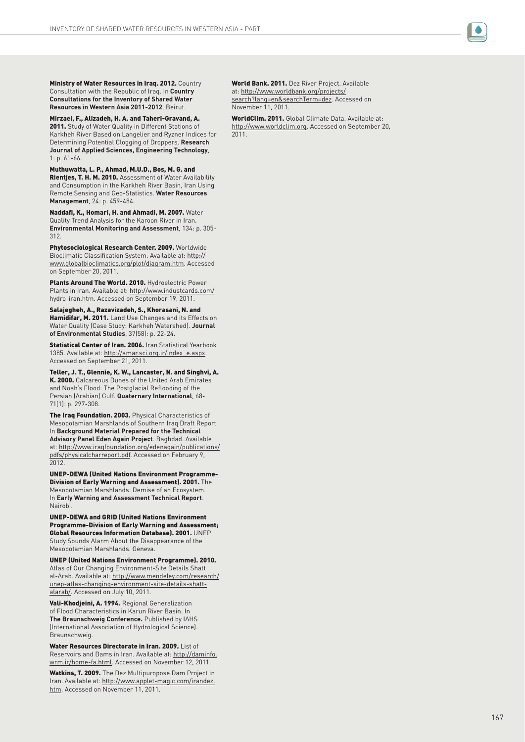**Ministry of Water Resources in Iraq. 2012.** Country Consultation with the Republic of Iraq. In **Country Consultations for the Inventory of Shared Water Resources in Western Asia 2011-2012**. Beirut.

**Mirzaei, F., Alizadeh, H. A. and Taheri-Gravand, A. 2011.** Study of Water Quality in Different Stations of Karkheh River Based on Langelier and Ryzner Indices for Determining Potential Clogging of Droppers. **Research Journal of Applied Sciences, Engineering Technology**, 1: p. 61-66.

**Muthuwatta, L. P., Ahmad, M.U.D., Bos, M. G. and Rientjes, T. H. M. 2010.** Assessment of Water Availability and Consumption in the Karkheh River Basin, Iran Using Remote Sensing and Geo-Statistics. **Water Resources Management**, 24: p. 459-484.

**Naddafi, K., Homari, H. and Ahmadi, M. 2007.** Water Quality Trend Analysis for the Karoon River in Iran. **Environmental Monitoring and Assessment**, 134: p. 305-312.

**Phytosociological Research Center. 2009.** Worldwide Bioclimatic Classification System. Available at: http://www.globalbioclimatics.org/plot/diagram.htm. Accessed on September 20, 2011.

**Plants Around The World. 2010.** Hydroelectric Power Plants in Iran. Available at: http://www.industcards.com/hydro-iran.htm. Accessed on September 19, 2011.

**Salajegheh, A., Razavizadeh, S., Khorasani, N. and Hamidifar, M. 2011.** Land Use Changes and its Effects on Water Quality (Case Study: Karkheh Watershed). **Journal of Environmental Studies**, 37(58): p. 22-24.

**Statistical Center of Iran. 2006.** Iran Statistical Yearbook 1385. Available at: http://amar.sci.org.ir/index_e.aspx. Accessed on September 21, 2011.

**Teller, J. T., Glennie, K. W., Lancaster, N. and Singhvi, A. K. 2000.** Calcareous Dunes of the United Arab Emirates and Noah's Flood: The Postglacial Reflooding of the Persian (Arabian) Gulf. **Quaternary International**, 68-71(1): p. 297-308.

**The Iraq Foundation. 2003.** Physical Characteristics of Mesopotamian Marshlands of Southern Iraq Draft Report In **Background Material Prepared for the Technical Advisory Panel Eden Again Project**. Baghdad. Available at: http://www.iraqfoundation.org/edenagain/publications/pdfs/physicalcharreport.pdf. Accessed on February 9, 2012.

**UNEP-DEWA (United Nations Environment Programme-Division of Early Warning and Assessment). 2001.** The Mesopotamian Marshlands: Demise of an Ecosystem. In **Early Warning and Assessment Technical Report**. Nairobi.

**UNEP-DEWA and GRID (United Nations Environment Programme-Division of Early Warning and Assessment; Global Resources Information Database). 2001.** UNEP Study Sounds Alarm About the Disappearance of the Mesopotamian Marshlands. Geneva.

**UNEP (United Nations Environment Programme). 2010.** Atlas of Our Changing Environment-Site Details Shatt al-Arab. Available at: http://www.mendeley.com/research/unep-atlas-changing-environment-site-details-shatt-alarab/. Accessed on July 10, 2011.

**Vali-Khodjeini, A. 1994.** Regional Generalization of Flood Characteristics in Karun River Basin. In **The Braunschweig Conference.** Published by IAHS (International Association of Hydrological Science). Braunschweig.

**Water Resources Directorate in Iran. 2009.** List of Reservoirs and Dams in Iran. Available at: http://daminfo.wrm.ir/home-fa.html. Accessed on November 12, 2011.

**Watkins, T. 2009.** The Dez Multipuropose Dam Project in Iran. Available at: http://www.applet-magic.com/irandez.htm. Accessed on November 11, 2011.

**World Bank. 2011.** Dez River Project. Available at: http://www.worldbank.org/projects/search?lang=en&searchTerm=dez. Accessed on November 11, 2011.

**WorldClim. 2011.** Global Climate Data. Available at: http://www.worldclim.org. Accessed on September 20, 2011.